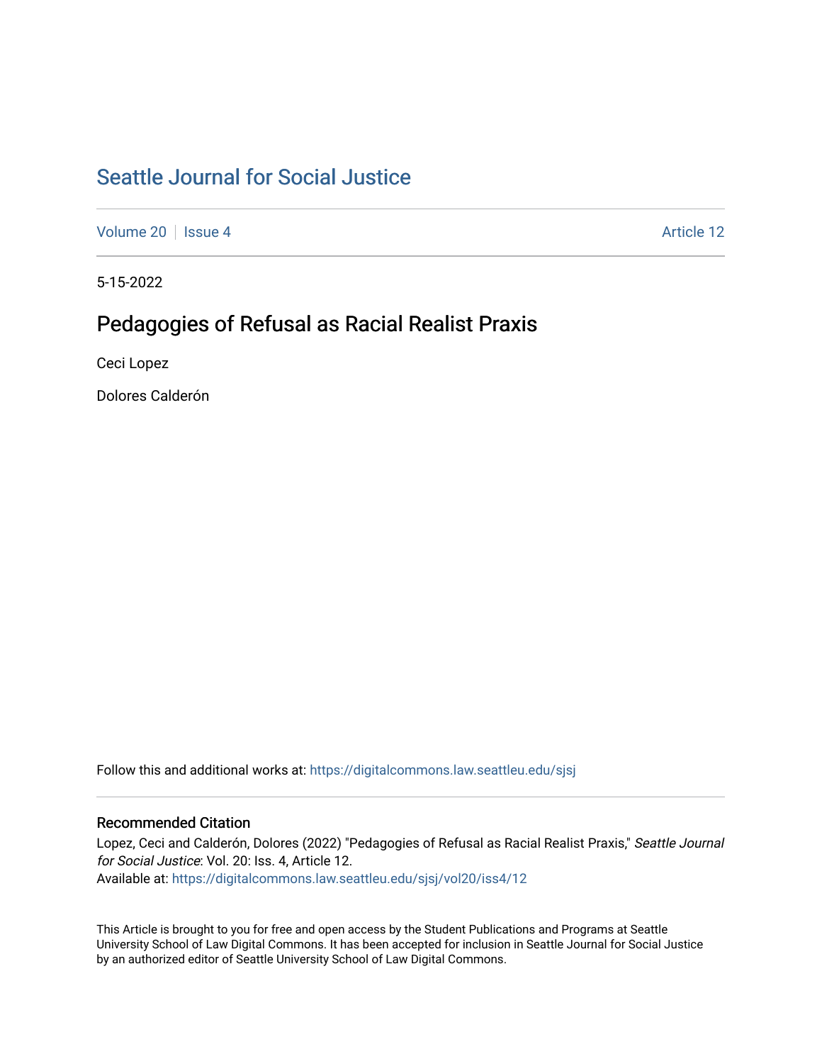# Seattle Journal for Social Justice

Volume 20 | Issue 4 | Article 12

5-15-2022

## Pedagogies of Refusal as Racial Realist Praxis

Ceci Lopez

Dolores Calderón

Follow this and additional works at: https://digitalcommons.law.seattleu.edu/sjsj

### Recommended Citation

Lopez, Ceci and Calderón, Dolores (2022) "Pedagogies of Refusal as Racial Realist Praxis," *Seattle Journal for Social Justice*: Vol. 20: Iss. 4, Article 12.
Available at: https://digitalcommons.law.seattleu.edu/sjsj/vol20/iss4/12

This Article is brought to you for free and open access by the Student Publications and Programs at Seattle University School of Law Digital Commons. It has been accepted for inclusion in Seattle Journal for Social Justice by an authorized editor of Seattle University School of Law Digital Commons.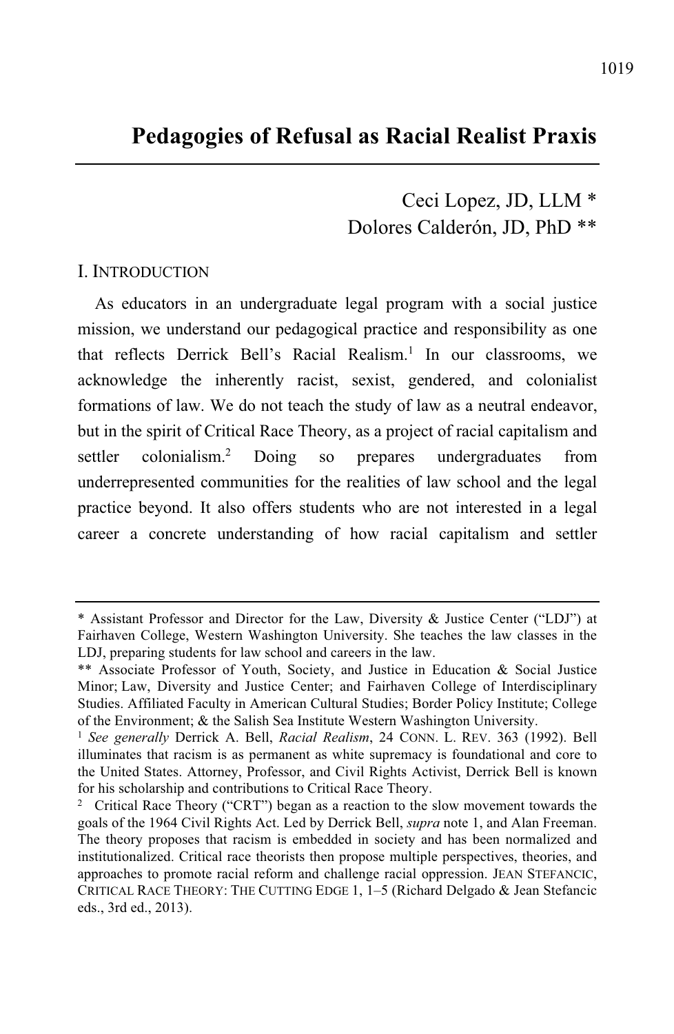# Pedagogies of Refusal as Racial Realist Praxis

Ceci Lopez, JD, LLM *
Dolores Calderón, JD, PhD **

## I. Introduction

As educators in an undergraduate legal program with a social justice mission, we understand our pedagogical practice and responsibility as one that reflects Derrick Bell's Racial Realism.[1] In our classrooms, we acknowledge the inherently racist, sexist, gendered, and colonialist formations of law. We do not teach the study of law as a neutral endeavor, but in the spirit of Critical Race Theory, as a project of racial capitalism and settler colonialism.[2] Doing so prepares undergraduates from underrepresented communities for the realities of law school and the legal practice beyond. It also offers students who are not interested in a legal career a concrete understanding of how racial capitalism and settler

---

\* Assistant Professor and Director for the Law, Diversity & Justice Center ("LDJ") at Fairhaven College, Western Washington University. She teaches the law classes in the LDJ, preparing students for law school and careers in the law.

\*\* Associate Professor of Youth, Society, and Justice in Education & Social Justice Minor; Law, Diversity and Justice Center; and Fairhaven College of Interdisciplinary Studies. Affiliated Faculty in American Cultural Studies; Border Policy Institute; College of the Environment; & the Salish Sea Institute Western Washington University.

[1] *See generally* Derrick A. Bell, *Racial Realism*, 24 CONN. L. REV. 363 (1992). Bell illuminates that racism is as permanent as white supremacy is foundational and core to the United States. Attorney, Professor, and Civil Rights Activist, Derrick Bell is known for his scholarship and contributions to Critical Race Theory.

[2] Critical Race Theory ("CRT") began as a reaction to the slow movement towards the goals of the 1964 Civil Rights Act. Led by Derrick Bell, *supra* note 1, and Alan Freeman. The theory proposes that racism is embedded in society and has been normalized and institutionalized. Critical race theorists then propose multiple perspectives, theories, and approaches to promote racial reform and challenge racial oppression. JEAN STEFANCIC, CRITICAL RACE THEORY: THE CUTTING EDGE 1, 1–5 (Richard Delgado & Jean Stefancic eds., 3rd ed., 2013).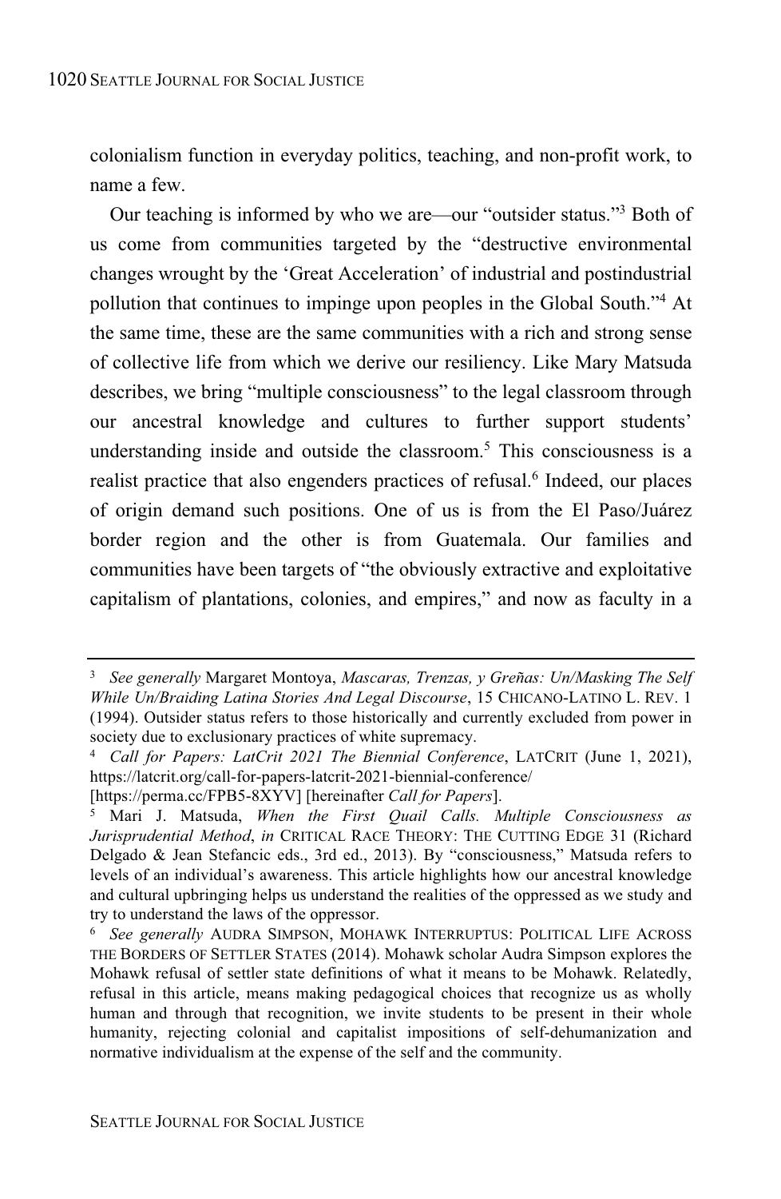colonialism function in everyday politics, teaching, and non-profit work, to name a few.

Our teaching is informed by who we are—our "outsider status."[3] Both of us come from communities targeted by the "destructive environmental changes wrought by the 'Great Acceleration' of industrial and postindustrial pollution that continues to impinge upon peoples in the Global South."[4] At the same time, these are the same communities with a rich and strong sense of collective life from which we derive our resiliency. Like Mary Matsuda describes, we bring "multiple consciousness" to the legal classroom through our ancestral knowledge and cultures to further support students' understanding inside and outside the classroom.[5] This consciousness is a realist practice that also engenders practices of refusal.[6] Indeed, our places of origin demand such positions. One of us is from the El Paso/Juárez border region and the other is from Guatemala. Our families and communities have been targets of "the obviously extractive and exploitative capitalism of plantations, colonies, and empires," and now as faculty in a

---

[3] *See generally* Margaret Montoya, *Mascaras, Trenzas, y Greñas: Un/Masking The Self While Un/Braiding Latina Stories And Legal Discourse*, 15 CHICANO-LATINO L. REV. 1 (1994). Outsider status refers to those historically and currently excluded from power in society due to exclusionary practices of white supremacy.

[4] *Call for Papers: LatCrit 2021 The Biennial Conference*, LATCRIT (June 1, 2021), https://latcrit.org/call-for-papers-latcrit-2021-biennial-conference/ [https://perma.cc/FPB5-8XYV] [hereinafter *Call for Papers*].

[5] Mari J. Matsuda, *When the First Quail Calls. Multiple Consciousness as Jurisprudential Method*, *in* CRITICAL RACE THEORY: THE CUTTING EDGE 31 (Richard Delgado & Jean Stefancic eds., 3rd ed., 2013). By "consciousness," Matsuda refers to levels of an individual's awareness. This article highlights how our ancestral knowledge and cultural upbringing helps us understand the realities of the oppressed as we study and try to understand the laws of the oppressor.

[6] *See generally* AUDRA SIMPSON, MOHAWK INTERRUPTUS: POLITICAL LIFE ACROSS THE BORDERS OF SETTLER STATES (2014). Mohawk scholar Audra Simpson explores the Mohawk refusal of settler state definitions of what it means to be Mohawk. Relatedly, refusal in this article, means making pedagogical choices that recognize us as wholly human and through that recognition, we invite students to be present in their whole humanity, rejecting colonial and capitalist impositions of self-dehumanization and normative individualism at the expense of the self and the community.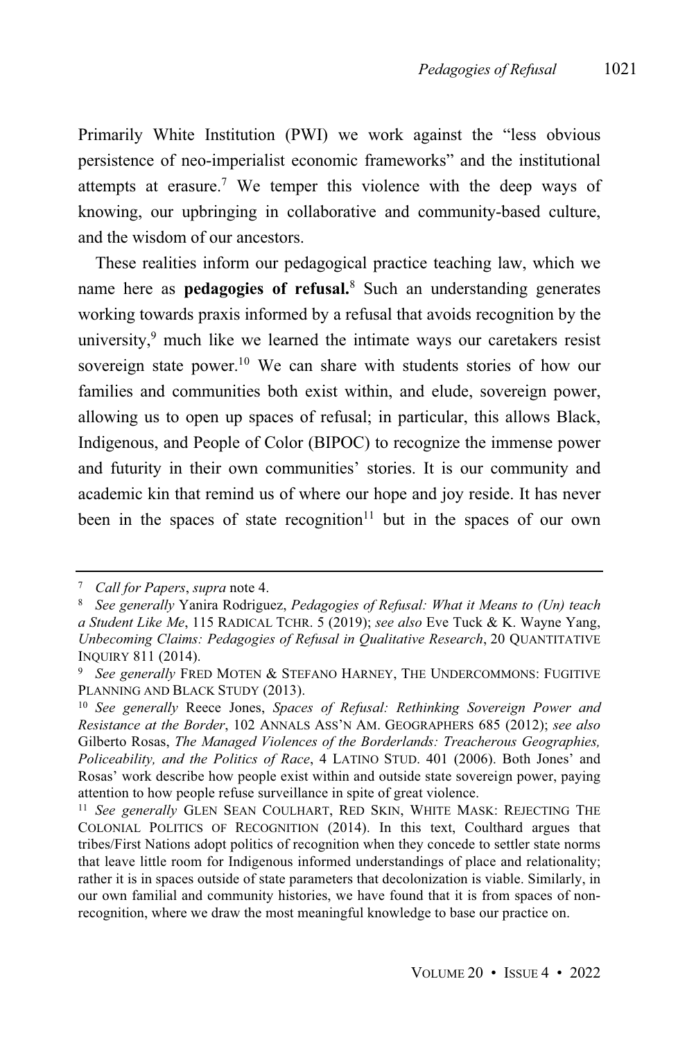Primarily White Institution (PWI) we work against the "less obvious persistence of neo-imperialist economic frameworks" and the institutional attempts at erasure.[7] We temper this violence with the deep ways of knowing, our upbringing in collaborative and community-based culture, and the wisdom of our ancestors.

These realities inform our pedagogical practice teaching law, which we name here as **pedagogies of refusal.**[8] Such an understanding generates working towards praxis informed by a refusal that avoids recognition by the university,[9] much like we learned the intimate ways our caretakers resist sovereign state power.[10] We can share with students stories of how our families and communities both exist within, and elude, sovereign power, allowing us to open up spaces of refusal; in particular, this allows Black, Indigenous, and People of Color (BIPOC) to recognize the immense power and futurity in their own communities' stories. It is our community and academic kin that remind us of where our hope and joy reside. It has never been in the spaces of state recognition[11] but in the spaces of our own

---

[7] *Call for Papers*, *supra* note 4.

[8] *See generally* Yanira Rodriguez, *Pedagogies of Refusal: What it Means to (Un) teach a Student Like Me*, 115 RADICAL TCHR. 5 (2019); *see also* Eve Tuck & K. Wayne Yang, *Unbecoming Claims: Pedagogies of Refusal in Qualitative Research*, 20 QUANTITATIVE INQUIRY 811 (2014).

[9] *See generally* FRED MOTEN & STEFANO HARNEY, THE UNDERCOMMONS: FUGITIVE PLANNING AND BLACK STUDY (2013).

[10] *See generally* Reece Jones, *Spaces of Refusal: Rethinking Sovereign Power and Resistance at the Border*, 102 ANNALS ASS'N AM. GEOGRAPHERS 685 (2012); *see also* Gilberto Rosas, *The Managed Violences of the Borderlands: Treacherous Geographies, Policeability, and the Politics of Race*, 4 LATINO STUD. 401 (2006). Both Jones' and Rosas' work describe how people exist within and outside state sovereign power, paying attention to how people refuse surveillance in spite of great violence.

[11] *See generally* GLEN SEAN COULHART, RED SKIN, WHITE MASK: REJECTING THE COLONIAL POLITICS OF RECOGNITION (2014). In this text, Coulthard argues that tribes/First Nations adopt politics of recognition when they concede to settler state norms that leave little room for Indigenous informed understandings of place and relationality; rather it is in spaces outside of state parameters that decolonization is viable. Similarly, in our own familial and community histories, we have found that it is from spaces of non-recognition, where we draw the most meaningful knowledge to base our practice on.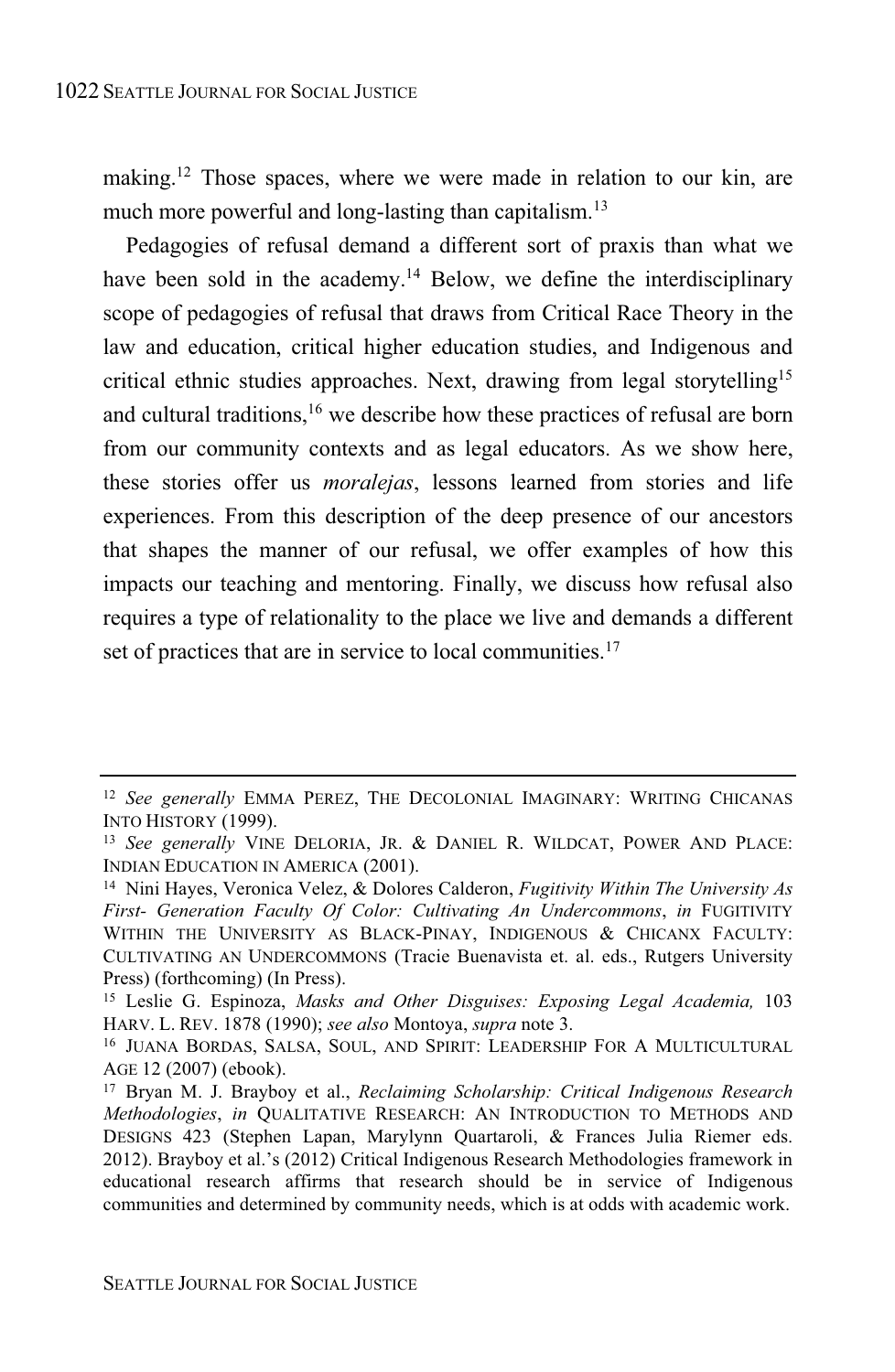making.[12] Those spaces, where we were made in relation to our kin, are much more powerful and long-lasting than capitalism.[13]

Pedagogies of refusal demand a different sort of praxis than what we have been sold in the academy.[14] Below, we define the interdisciplinary scope of pedagogies of refusal that draws from Critical Race Theory in the law and education, critical higher education studies, and Indigenous and critical ethnic studies approaches. Next, drawing from legal storytelling[15] and cultural traditions,[16] we describe how these practices of refusal are born from our community contexts and as legal educators. As we show here, these stories offer us *moralejas*, lessons learned from stories and life experiences. From this description of the deep presence of our ancestors that shapes the manner of our refusal, we offer examples of how this impacts our teaching and mentoring. Finally, we discuss how refusal also requires a type of relationality to the place we live and demands a different set of practices that are in service to local communities.[17]

---

[12] *See generally* EMMA PEREZ, THE DECOLONIAL IMAGINARY: WRITING CHICANAS INTO HISTORY (1999).

[13] *See generally* VINE DELORIA, JR. & DANIEL R. WILDCAT, POWER AND PLACE: INDIAN EDUCATION IN AMERICA (2001).

[14] Nini Hayes, Veronica Velez, & Dolores Calderon, *Fugitivity Within The University As First- Generation Faculty Of Color: Cultivating An Undercommons*, *in* FUGITIVITY WITHIN THE UNIVERSITY AS BLACK-PINAY, INDIGENOUS & CHICANX FACULTY: CULTIVATING AN UNDERCOMMONS (Tracie Buenavista et. al. eds., Rutgers University Press) (forthcoming) (In Press).

[15] Leslie G. Espinoza, *Masks and Other Disguises: Exposing Legal Academia,* 103 HARV. L. REV. 1878 (1990); *see also* Montoya, *supra* note 3.

[16] JUANA BORDAS, SALSA, SOUL, AND SPIRIT: LEADERSHIP FOR A MULTICULTURAL AGE 12 (2007) (ebook).

[17] Bryan M. J. Brayboy et al., *Reclaiming Scholarship: Critical Indigenous Research Methodologies*, *in* QUALITATIVE RESEARCH: AN INTRODUCTION TO METHODS AND DESIGNS 423 (Stephen Lapan, Marylynn Quartaroli, & Frances Julia Riemer eds. 2012). Brayboy et al.'s (2012) Critical Indigenous Research Methodologies framework in educational research affirms that research should be in service of Indigenous communities and determined by community needs, which is at odds with academic work.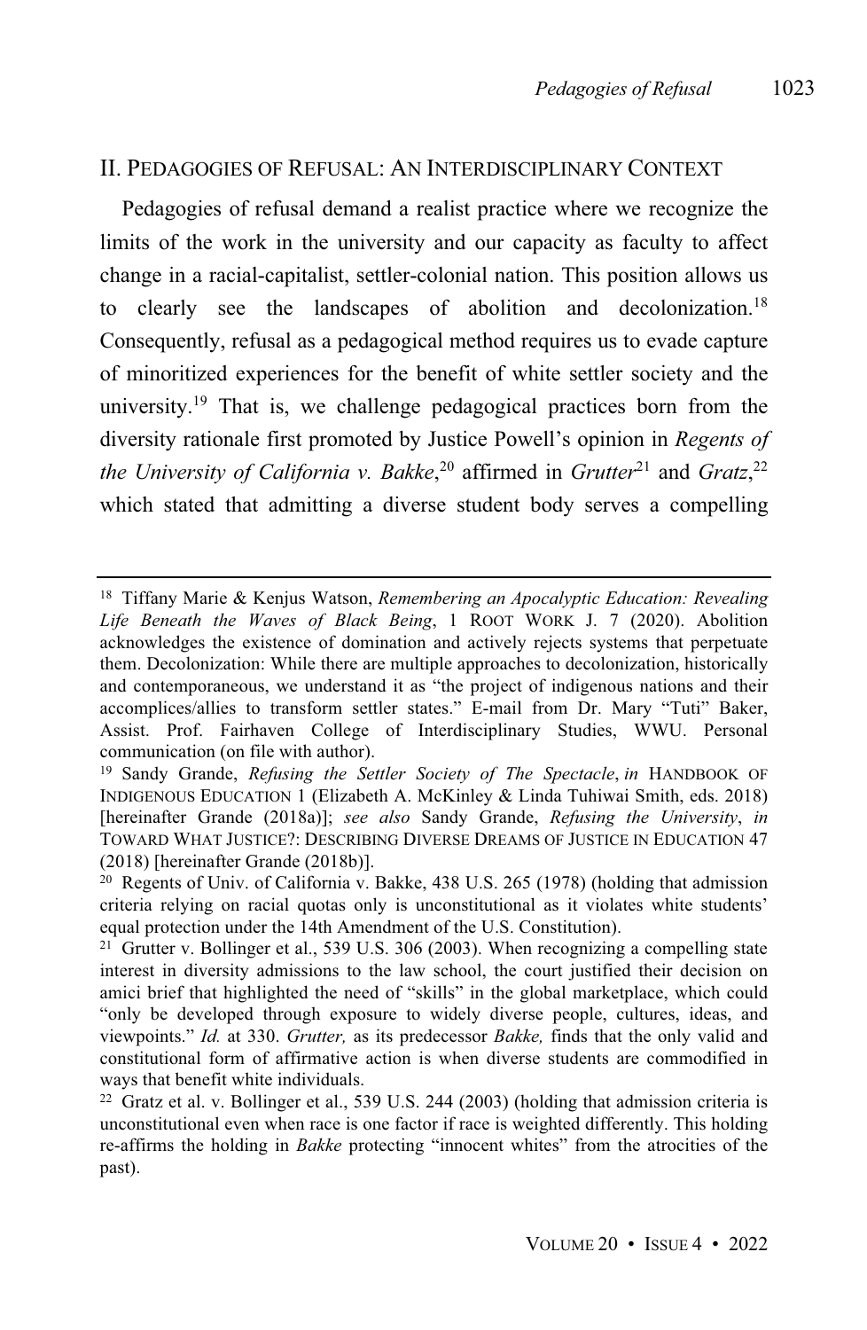## II. PEDAGOGIES OF REFUSAL: AN INTERDISCIPLINARY CONTEXT

Pedagogies of refusal demand a realist practice where we recognize the limits of the work in the university and our capacity as faculty to affect change in a racial-capitalist, settler-colonial nation. This position allows us to clearly see the landscapes of abolition and decolonization.[18] Consequently, refusal as a pedagogical method requires us to evade capture of minoritized experiences for the benefit of white settler society and the university.[19] That is, we challenge pedagogical practices born from the diversity rationale first promoted by Justice Powell's opinion in *Regents of the University of California v. Bakke*,[20] affirmed in *Grutter*[21] and *Gratz*,[22] which stated that admitting a diverse student body serves a compelling

---

[18] Tiffany Marie & Kenjus Watson, *Remembering an Apocalyptic Education: Revealing Life Beneath the Waves of Black Being*, 1 ROOT WORK J. 7 (2020). Abolition acknowledges the existence of domination and actively rejects systems that perpetuate them. Decolonization: While there are multiple approaches to decolonization, historically and contemporaneous, we understand it as "the project of indigenous nations and their accomplices/allies to transform settler states." E-mail from Dr. Mary "Tuti" Baker, Assist. Prof. Fairhaven College of Interdisciplinary Studies, WWU. Personal communication (on file with author).

[19] Sandy Grande, *Refusing the Settler Society of The Spectacle*, *in* HANDBOOK OF INDIGENOUS EDUCATION 1 (Elizabeth A. McKinley & Linda Tuhiwai Smith, eds. 2018) [hereinafter Grande (2018a)]; *see also* Sandy Grande, *Refusing the University*, *in* TOWARD WHAT JUSTICE?: DESCRIBING DIVERSE DREAMS OF JUSTICE IN EDUCATION 47 (2018) [hereinafter Grande (2018b)].

[20] Regents of Univ. of California v. Bakke, 438 U.S. 265 (1978) (holding that admission criteria relying on racial quotas only is unconstitutional as it violates white students' equal protection under the 14th Amendment of the U.S. Constitution).

[21] Grutter v. Bollinger et al., 539 U.S. 306 (2003). When recognizing a compelling state interest in diversity admissions to the law school, the court justified their decision on amici brief that highlighted the need of "skills" in the global marketplace, which could "only be developed through exposure to widely diverse people, cultures, ideas, and viewpoints." *Id.* at 330. *Grutter,* as its predecessor *Bakke,* finds that the only valid and constitutional form of affirmative action is when diverse students are commodified in ways that benefit white individuals.

[22] Gratz et al. v. Bollinger et al., 539 U.S. 244 (2003) (holding that admission criteria is unconstitutional even when race is one factor if race is weighted differently. This holding re-affirms the holding in *Bakke* protecting "innocent whites" from the atrocities of the past).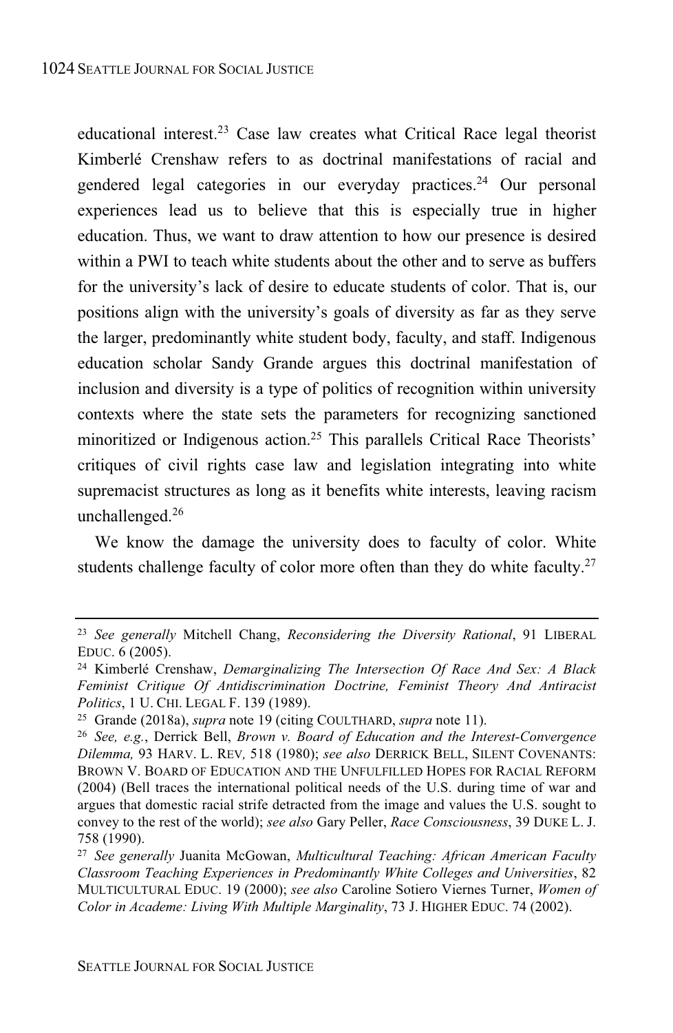educational interest.[23] Case law creates what Critical Race legal theorist Kimberlé Crenshaw refers to as doctrinal manifestations of racial and gendered legal categories in our everyday practices.[24] Our personal experiences lead us to believe that this is especially true in higher education. Thus, we want to draw attention to how our presence is desired within a PWI to teach white students about the other and to serve as buffers for the university's lack of desire to educate students of color. That is, our positions align with the university's goals of diversity as far as they serve the larger, predominantly white student body, faculty, and staff. Indigenous education scholar Sandy Grande argues this doctrinal manifestation of inclusion and diversity is a type of politics of recognition within university contexts where the state sets the parameters for recognizing sanctioned minoritized or Indigenous action.[25] This parallels Critical Race Theorists' critiques of civil rights case law and legislation integrating into white supremacist structures as long as it benefits white interests, leaving racism unchallenged.[26]

We know the damage the university does to faculty of color. White students challenge faculty of color more often than they do white faculty.[27]

---

[23] *See generally* Mitchell Chang, *Reconsidering the Diversity Rational*, 91 LIBERAL EDUC. 6 (2005).

[24] Kimberlé Crenshaw, *Demarginalizing The Intersection Of Race And Sex: A Black Feminist Critique Of Antidiscrimination Doctrine, Feminist Theory And Antiracist Politics*, 1 U. CHI. LEGAL F. 139 (1989).

[25] Grande (2018a), *supra* note 19 (citing COULTHARD, *supra* note 11).

[26] *See, e.g.*, Derrick Bell, *Brown v. Board of Education and the Interest-Convergence Dilemma,* 93 HARV. L. REV*,* 518 (1980); *see also* DERRICK BELL, SILENT COVENANTS: BROWN V. BOARD OF EDUCATION AND THE UNFULFILLED HOPES FOR RACIAL REFORM (2004) (Bell traces the international political needs of the U.S. during time of war and argues that domestic racial strife detracted from the image and values the U.S. sought to convey to the rest of the world); *see also* Gary Peller, *Race Consciousness*, 39 DUKE L. J. 758 (1990).

[27] *See generally* Juanita McGowan, *Multicultural Teaching: African American Faculty Classroom Teaching Experiences in Predominantly White Colleges and Universities*, 82 MULTICULTURAL EDUC. 19 (2000); *see also* Caroline Sotiero Viernes Turner, *Women of Color in Academe: Living With Multiple Marginality*, 73 J. HIGHER EDUC. 74 (2002).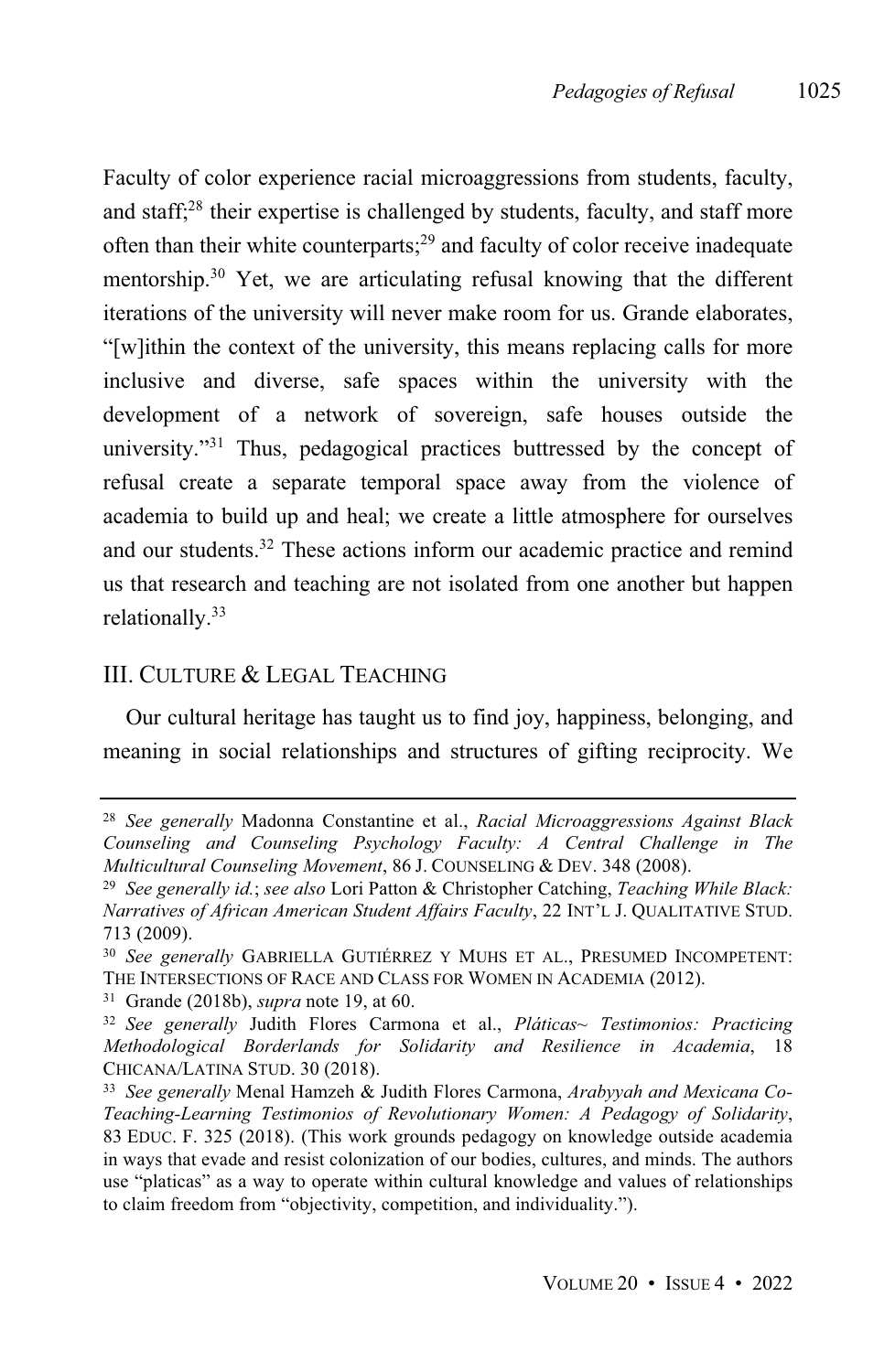Faculty of color experience racial microaggressions from students, faculty, and staff;[28] their expertise is challenged by students, faculty, and staff more often than their white counterparts;[29] and faculty of color receive inadequate mentorship.[30] Yet, we are articulating refusal knowing that the different iterations of the university will never make room for us. Grande elaborates, "[w]ithin the context of the university, this means replacing calls for more inclusive and diverse, safe spaces within the university with the development of a network of sovereign, safe houses outside the university."[31] Thus, pedagogical practices buttressed by the concept of refusal create a separate temporal space away from the violence of academia to build up and heal; we create a little atmosphere for ourselves and our students.[32] These actions inform our academic practice and remind us that research and teaching are not isolated from one another but happen relationally.[33]

## III. CULTURE & LEGAL TEACHING

Our cultural heritage has taught us to find joy, happiness, belonging, and meaning in social relationships and structures of gifting reciprocity. We

---

[28] *See generally* Madonna Constantine et al., *Racial Microaggressions Against Black Counseling and Counseling Psychology Faculty: A Central Challenge in The Multicultural Counseling Movement*, 86 J. COUNSELING & DEV. 348 (2008).

[29] *See generally id.*; *see also* Lori Patton & Christopher Catching, *Teaching While Black: Narratives of African American Student Affairs Faculty*, 22 INT'L J. QUALITATIVE STUD. 713 (2009).

[30] *See generally* GABRIELLA GUTIÉRREZ Y MUHS ET AL., PRESUMED INCOMPETENT: THE INTERSECTIONS OF RACE AND CLASS FOR WOMEN IN ACADEMIA (2012).

[31] Grande (2018b), *supra* note 19, at 60.

[32] *See generally* Judith Flores Carmona et al., *Pláticas~ Testimonios: Practicing Methodological Borderlands for Solidarity and Resilience in Academia*, 18 CHICANA/LATINA STUD. 30 (2018).

[33] *See generally* Menal Hamzeh & Judith Flores Carmona, *Arabyyah and Mexicana Co-Teaching-Learning Testimonios of Revolutionary Women: A Pedagogy of Solidarity*, 83 EDUC. F. 325 (2018). (This work grounds pedagogy on knowledge outside academia in ways that evade and resist colonization of our bodies, cultures, and minds. The authors use "platicas" as a way to operate within cultural knowledge and values of relationships to claim freedom from "objectivity, competition, and individuality.").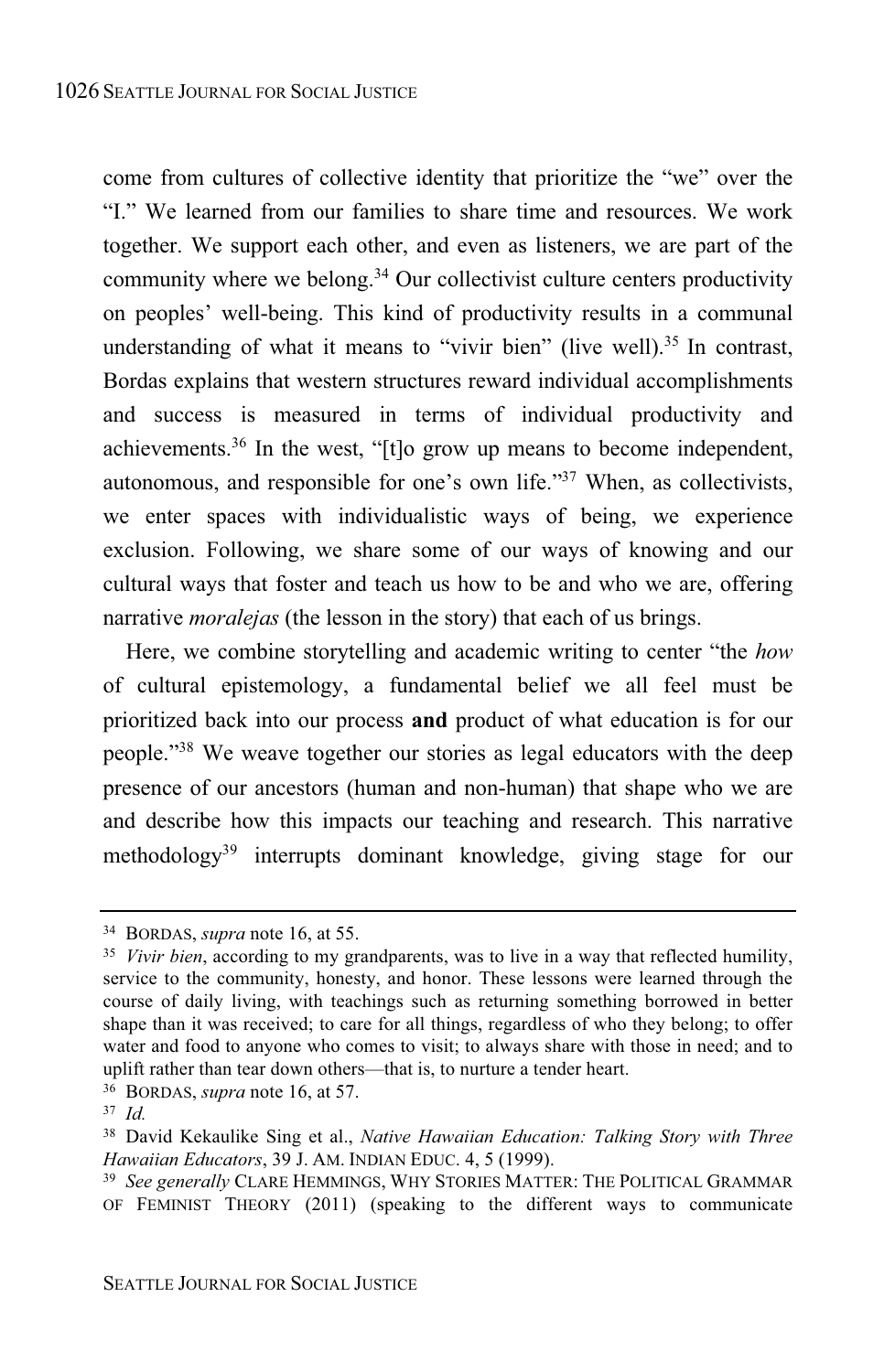come from cultures of collective identity that prioritize the "we" over the "I." We learned from our families to share time and resources. We work together. We support each other, and even as listeners, we are part of the community where we belong.[34] Our collectivist culture centers productivity on peoples' well-being. This kind of productivity results in a communal understanding of what it means to "vivir bien" (live well).[35] In contrast, Bordas explains that western structures reward individual accomplishments and success is measured in terms of individual productivity and achievements.[36] In the west, "[t]o grow up means to become independent, autonomous, and responsible for one's own life."[37] When, as collectivists, we enter spaces with individualistic ways of being, we experience exclusion. Following, we share some of our ways of knowing and our cultural ways that foster and teach us how to be and who we are, offering narrative *moralejas* (the lesson in the story) that each of us brings.

Here, we combine storytelling and academic writing to center "the *how* of cultural epistemology, a fundamental belief we all feel must be prioritized back into our process **and** product of what education is for our people."[38] We weave together our stories as legal educators with the deep presence of our ancestors (human and non-human) that shape who we are and describe how this impacts our teaching and research. This narrative methodology[39] interrupts dominant knowledge, giving stage for our

---

[34] BORDAS, *supra* note 16, at 55.

[35] *Vivir bien*, according to my grandparents, was to live in a way that reflected humility, service to the community, honesty, and honor. These lessons were learned through the course of daily living, with teachings such as returning something borrowed in better shape than it was received; to care for all things, regardless of who they belong; to offer water and food to anyone who comes to visit; to always share with those in need; and to uplift rather than tear down others—that is, to nurture a tender heart.

[36] BORDAS, *supra* note 16, at 57.

[37] *Id.*

[38] David Kekaulike Sing et al., *Native Hawaiian Education: Talking Story with Three Hawaiian Educators*, 39 J. AM. INDIAN EDUC. 4, 5 (1999).

[39] *See generally* CLARE HEMMINGS, WHY STORIES MATTER: THE POLITICAL GRAMMAR OF FEMINIST THEORY (2011) (speaking to the different ways to communicate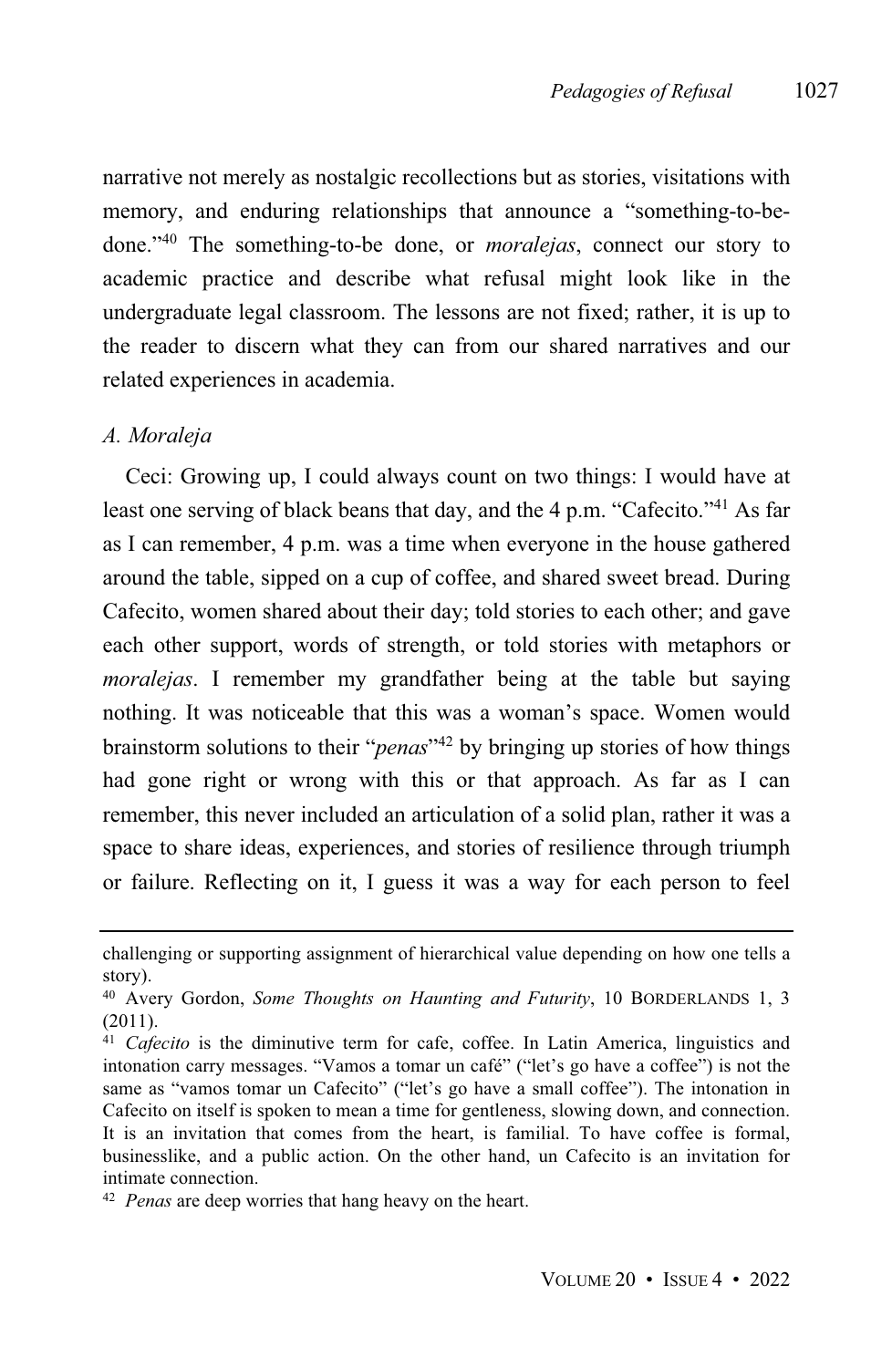narrative not merely as nostalgic recollections but as stories, visitations with memory, and enduring relationships that announce a "something-to-be-done."[40] The something-to-be done, or *moralejas*, connect our story to academic practice and describe what refusal might look like in the undergraduate legal classroom. The lessons are not fixed; rather, it is up to the reader to discern what they can from our shared narratives and our related experiences in academia.

### *A. Moraleja*

Ceci: Growing up, I could always count on two things: I would have at least one serving of black beans that day, and the 4 p.m. "Cafecito."[41] As far as I can remember, 4 p.m. was a time when everyone in the house gathered around the table, sipped on a cup of coffee, and shared sweet bread. During Cafecito, women shared about their day; told stories to each other; and gave each other support, words of strength, or told stories with metaphors or *moralejas*. I remember my grandfather being at the table but saying nothing. It was noticeable that this was a woman's space. Women would brainstorm solutions to their "*penas*"[42] by bringing up stories of how things had gone right or wrong with this or that approach. As far as I can remember, this never included an articulation of a solid plan, rather it was a space to share ideas, experiences, and stories of resilience through triumph or failure. Reflecting on it, I guess it was a way for each person to feel

---

challenging or supporting assignment of hierarchical value depending on how one tells a story).

[40] Avery Gordon, *Some Thoughts on Haunting and Futurity*, 10 BORDERLANDS 1, 3 (2011).

[41] *Cafecito* is the diminutive term for cafe, coffee. In Latin America, linguistics and intonation carry messages. "Vamos a tomar un café" ("let's go have a coffee") is not the same as "vamos tomar un Cafecito" ("let's go have a small coffee"). The intonation in Cafecito on itself is spoken to mean a time for gentleness, slowing down, and connection. It is an invitation that comes from the heart, is familial. To have coffee is formal, businesslike, and a public action. On the other hand, un Cafecito is an invitation for intimate connection.

[42] *Penas* are deep worries that hang heavy on the heart.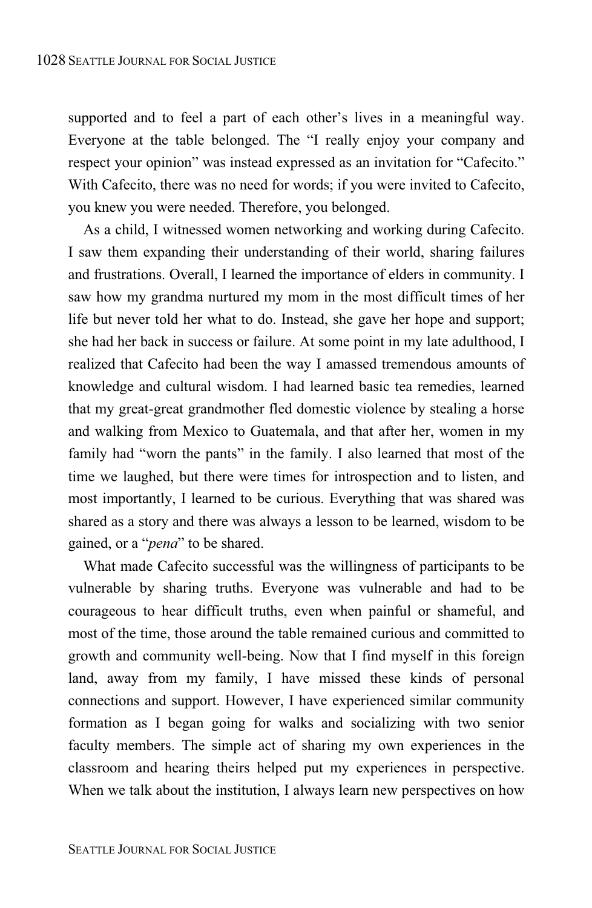supported and to feel a part of each other's lives in a meaningful way. Everyone at the table belonged. The "I really enjoy your company and respect your opinion" was instead expressed as an invitation for "Cafecito." With Cafecito, there was no need for words; if you were invited to Cafecito, you knew you were needed. Therefore, you belonged.

As a child, I witnessed women networking and working during Cafecito. I saw them expanding their understanding of their world, sharing failures and frustrations. Overall, I learned the importance of elders in community. I saw how my grandma nurtured my mom in the most difficult times of her life but never told her what to do. Instead, she gave her hope and support; she had her back in success or failure. At some point in my late adulthood, I realized that Cafecito had been the way I amassed tremendous amounts of knowledge and cultural wisdom. I had learned basic tea remedies, learned that my great-great grandmother fled domestic violence by stealing a horse and walking from Mexico to Guatemala, and that after her, women in my family had "worn the pants" in the family. I also learned that most of the time we laughed, but there were times for introspection and to listen, and most importantly, I learned to be curious. Everything that was shared was shared as a story and there was always a lesson to be learned, wisdom to be gained, or a "*pena*" to be shared.

What made Cafecito successful was the willingness of participants to be vulnerable by sharing truths. Everyone was vulnerable and had to be courageous to hear difficult truths, even when painful or shameful, and most of the time, those around the table remained curious and committed to growth and community well-being. Now that I find myself in this foreign land, away from my family, I have missed these kinds of personal connections and support. However, I have experienced similar community formation as I began going for walks and socializing with two senior faculty members. The simple act of sharing my own experiences in the classroom and hearing theirs helped put my experiences in perspective. When we talk about the institution, I always learn new perspectives on how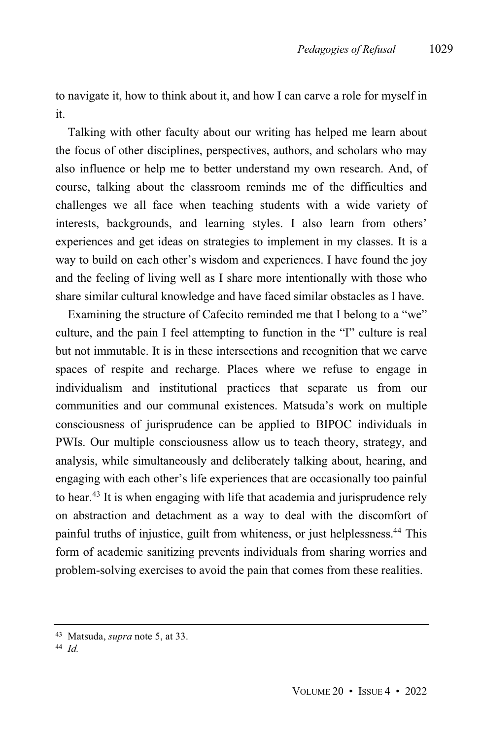to navigate it, how to think about it, and how I can carve a role for myself in it.

Talking with other faculty about our writing has helped me learn about the focus of other disciplines, perspectives, authors, and scholars who may also influence or help me to better understand my own research. And, of course, talking about the classroom reminds me of the difficulties and challenges we all face when teaching students with a wide variety of interests, backgrounds, and learning styles. I also learn from others' experiences and get ideas on strategies to implement in my classes. It is a way to build on each other's wisdom and experiences. I have found the joy and the feeling of living well as I share more intentionally with those who share similar cultural knowledge and have faced similar obstacles as I have.

Examining the structure of Cafecito reminded me that I belong to a "we" culture, and the pain I feel attempting to function in the "I" culture is real but not immutable. It is in these intersections and recognition that we carve spaces of respite and recharge. Places where we refuse to engage in individualism and institutional practices that separate us from our communities and our communal existences. Matsuda's work on multiple consciousness of jurisprudence can be applied to BIPOC individuals in PWIs. Our multiple consciousness allow us to teach theory, strategy, and analysis, while simultaneously and deliberately talking about, hearing, and engaging with each other's life experiences that are occasionally too painful to hear.[43] It is when engaging with life that academia and jurisprudence rely on abstraction and detachment as a way to deal with the discomfort of painful truths of injustice, guilt from whiteness, or just helplessness.[44] This form of academic sanitizing prevents individuals from sharing worries and problem-solving exercises to avoid the pain that comes from these realities.

---

[43] Matsuda, *supra* note 5, at 33.

[44] *Id.*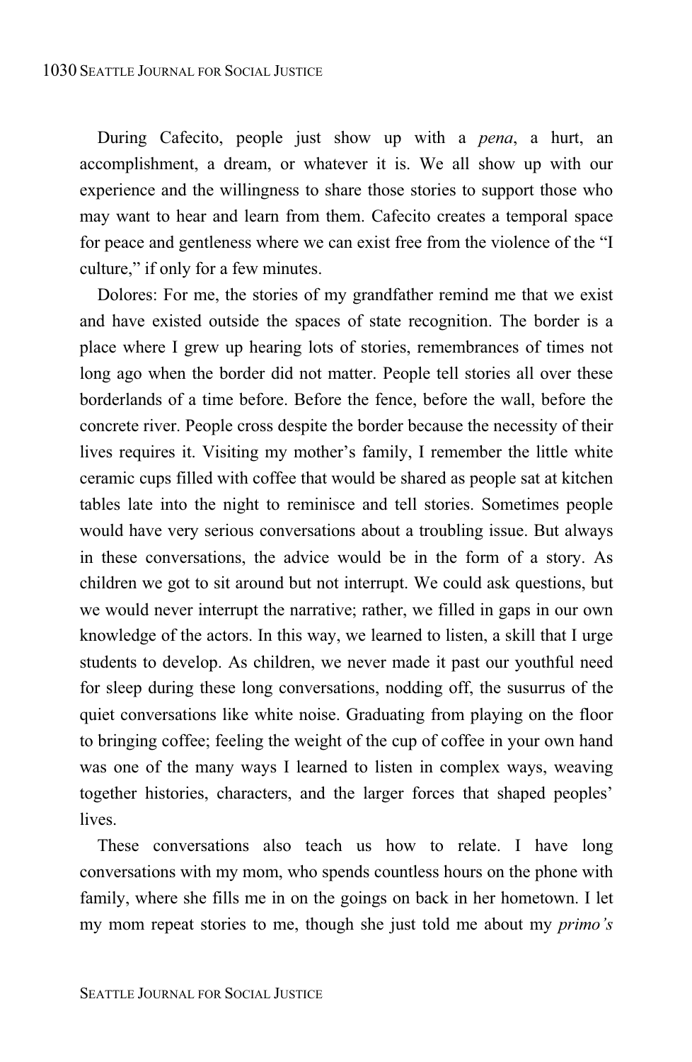During Cafecito, people just show up with a *pena*, a hurt, an accomplishment, a dream, or whatever it is. We all show up with our experience and the willingness to share those stories to support those who may want to hear and learn from them. Cafecito creates a temporal space for peace and gentleness where we can exist free from the violence of the "I culture," if only for a few minutes.

Dolores: For me, the stories of my grandfather remind me that we exist and have existed outside the spaces of state recognition. The border is a place where I grew up hearing lots of stories, remembrances of times not long ago when the border did not matter. People tell stories all over these borderlands of a time before. Before the fence, before the wall, before the concrete river. People cross despite the border because the necessity of their lives requires it. Visiting my mother's family, I remember the little white ceramic cups filled with coffee that would be shared as people sat at kitchen tables late into the night to reminisce and tell stories. Sometimes people would have very serious conversations about a troubling issue. But always in these conversations, the advice would be in the form of a story. As children we got to sit around but not interrupt. We could ask questions, but we would never interrupt the narrative; rather, we filled in gaps in our own knowledge of the actors. In this way, we learned to listen, a skill that I urge students to develop. As children, we never made it past our youthful need for sleep during these long conversations, nodding off, the susurrus of the quiet conversations like white noise. Graduating from playing on the floor to bringing coffee; feeling the weight of the cup of coffee in your own hand was one of the many ways I learned to listen in complex ways, weaving together histories, characters, and the larger forces that shaped peoples' lives.

These conversations also teach us how to relate. I have long conversations with my mom, who spends countless hours on the phone with family, where she fills me in on the goings on back in her hometown. I let my mom repeat stories to me, though she just told me about my *primo's*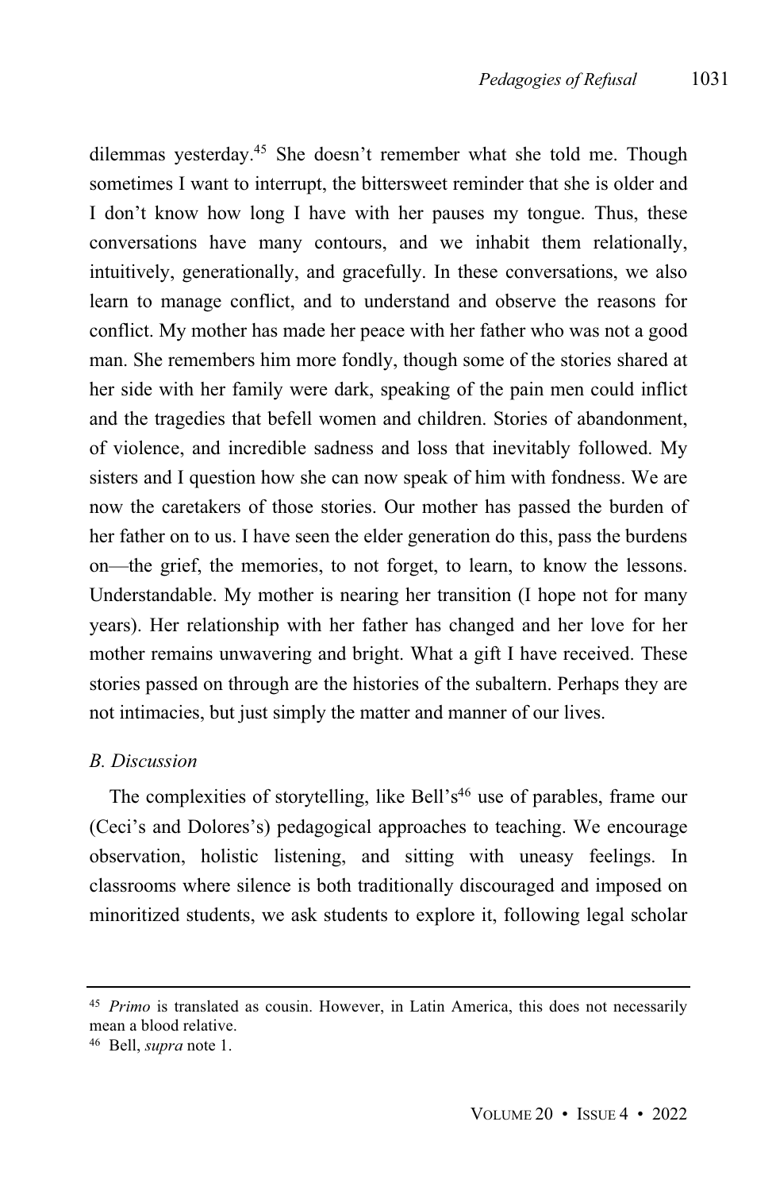dilemmas yesterday.[45] She doesn't remember what she told me. Though sometimes I want to interrupt, the bittersweet reminder that she is older and I don't know how long I have with her pauses my tongue. Thus, these conversations have many contours, and we inhabit them relationally, intuitively, generationally, and gracefully. In these conversations, we also learn to manage conflict, and to understand and observe the reasons for conflict. My mother has made her peace with her father who was not a good man. She remembers him more fondly, though some of the stories shared at her side with her family were dark, speaking of the pain men could inflict and the tragedies that befell women and children. Stories of abandonment, of violence, and incredible sadness and loss that inevitably followed. My sisters and I question how she can now speak of him with fondness. We are now the caretakers of those stories. Our mother has passed the burden of her father on to us. I have seen the elder generation do this, pass the burdens on—the grief, the memories, to not forget, to learn, to know the lessons. Understandable. My mother is nearing her transition (I hope not for many years). Her relationship with her father has changed and her love for her mother remains unwavering and bright. What a gift I have received. These stories passed on through are the histories of the subaltern. Perhaps they are not intimacies, but just simply the matter and manner of our lives.

### *B. Discussion*

The complexities of storytelling, like Bell's[46] use of parables, frame our (Ceci's and Dolores's) pedagogical approaches to teaching. We encourage observation, holistic listening, and sitting with uneasy feelings. In classrooms where silence is both traditionally discouraged and imposed on minoritized students, we ask students to explore it, following legal scholar

---

[45] *Primo* is translated as cousin. However, in Latin America, this does not necessarily mean a blood relative.

[46] Bell, *supra* note 1.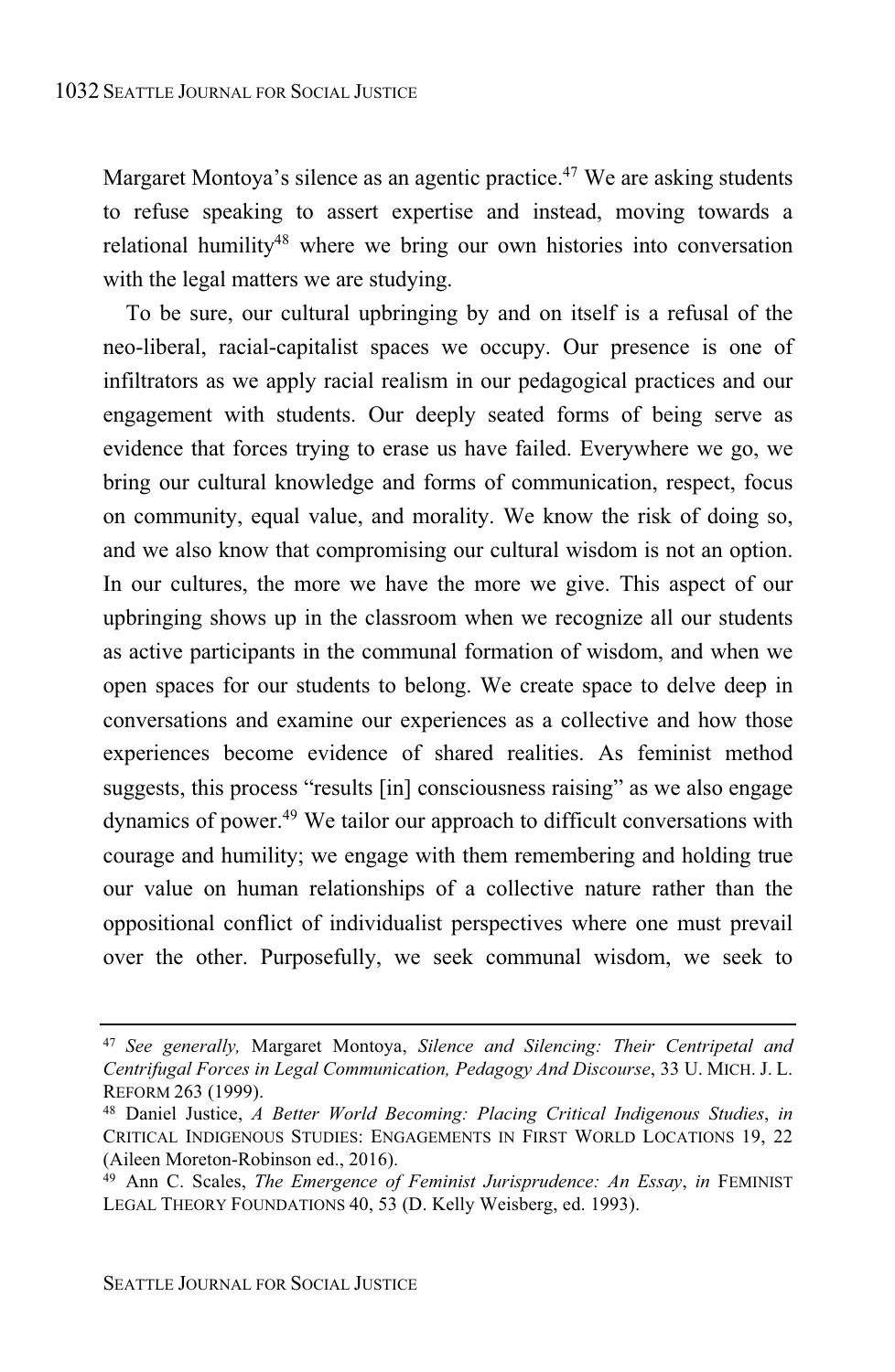Margaret Montoya's silence as an agentic practice.[47] We are asking students to refuse speaking to assert expertise and instead, moving towards a relational humility[48] where we bring our own histories into conversation with the legal matters we are studying.

To be sure, our cultural upbringing by and on itself is a refusal of the neo-liberal, racial-capitalist spaces we occupy. Our presence is one of infiltrators as we apply racial realism in our pedagogical practices and our engagement with students. Our deeply seated forms of being serve as evidence that forces trying to erase us have failed. Everywhere we go, we bring our cultural knowledge and forms of communication, respect, focus on community, equal value, and morality. We know the risk of doing so, and we also know that compromising our cultural wisdom is not an option. In our cultures, the more we have the more we give. This aspect of our upbringing shows up in the classroom when we recognize all our students as active participants in the communal formation of wisdom, and when we open spaces for our students to belong. We create space to delve deep in conversations and examine our experiences as a collective and how those experiences become evidence of shared realities. As feminist method suggests, this process "results [in] consciousness raising" as we also engage dynamics of power.[49] We tailor our approach to difficult conversations with courage and humility; we engage with them remembering and holding true our value on human relationships of a collective nature rather than the oppositional conflict of individualist perspectives where one must prevail over the other. Purposefully, we seek communal wisdom, we seek to

---

[47] *See generally,* Margaret Montoya, *Silence and Silencing: Their Centripetal and Centrifugal Forces in Legal Communication, Pedagogy And Discourse*, 33 U. MICH. J. L. REFORM 263 (1999).

[48] Daniel Justice, *A Better World Becoming: Placing Critical Indigenous Studies*, *in* CRITICAL INDIGENOUS STUDIES: ENGAGEMENTS IN FIRST WORLD LOCATIONS 19, 22 (Aileen Moreton-Robinson ed., 2016).

[49] Ann C. Scales, *The Emergence of Feminist Jurisprudence: An Essay*, *in* FEMINIST LEGAL THEORY FOUNDATIONS 40, 53 (D. Kelly Weisberg, ed. 1993).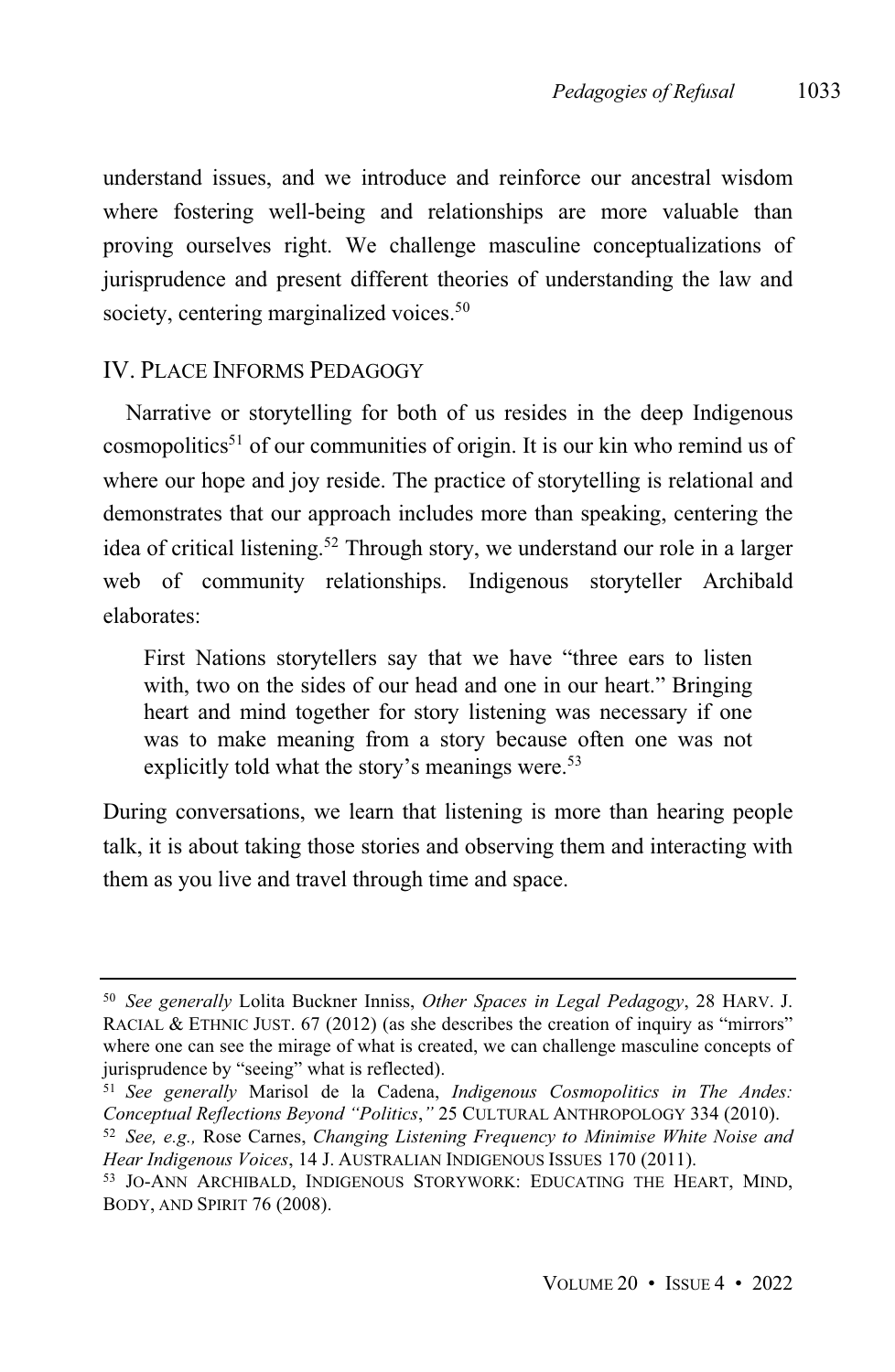understand issues, and we introduce and reinforce our ancestral wisdom where fostering well-being and relationships are more valuable than proving ourselves right. We challenge masculine conceptualizations of jurisprudence and present different theories of understanding the law and society, centering marginalized voices.[50]

## IV. PLACE INFORMS PEDAGOGY

Narrative or storytelling for both of us resides in the deep Indigenous cosmopolitics[51] of our communities of origin. It is our kin who remind us of where our hope and joy reside. The practice of storytelling is relational and demonstrates that our approach includes more than speaking, centering the idea of critical listening.[52] Through story, we understand our role in a larger web of community relationships. Indigenous storyteller Archibald elaborates:

> First Nations storytellers say that we have "three ears to listen with, two on the sides of our head and one in our heart." Bringing heart and mind together for story listening was necessary if one was to make meaning from a story because often one was not explicitly told what the story's meanings were.[53]

During conversations, we learn that listening is more than hearing people talk, it is about taking those stories and observing them and interacting with them as you live and travel through time and space.

---

[50] *See generally* Lolita Buckner Inniss, *Other Spaces in Legal Pedagogy*, 28 HARV. J. RACIAL & ETHNIC JUST. 67 (2012) (as she describes the creation of inquiry as "mirrors" where one can see the mirage of what is created, we can challenge masculine concepts of jurisprudence by "seeing" what is reflected).

[51] *See generally* Marisol de la Cadena, *Indigenous Cosmopolitics in The Andes: Conceptual Reflections Beyond "Politics*,*"* 25 CULTURAL ANTHROPOLOGY 334 (2010).

[52] *See, e.g.,* Rose Carnes, *Changing Listening Frequency to Minimise White Noise and Hear Indigenous Voices*, 14 J. AUSTRALIAN INDIGENOUS ISSUES 170 (2011).

[53] JO-ANN ARCHIBALD, INDIGENOUS STORYWORK: EDUCATING THE HEART, MIND, BODY, AND SPIRIT 76 (2008).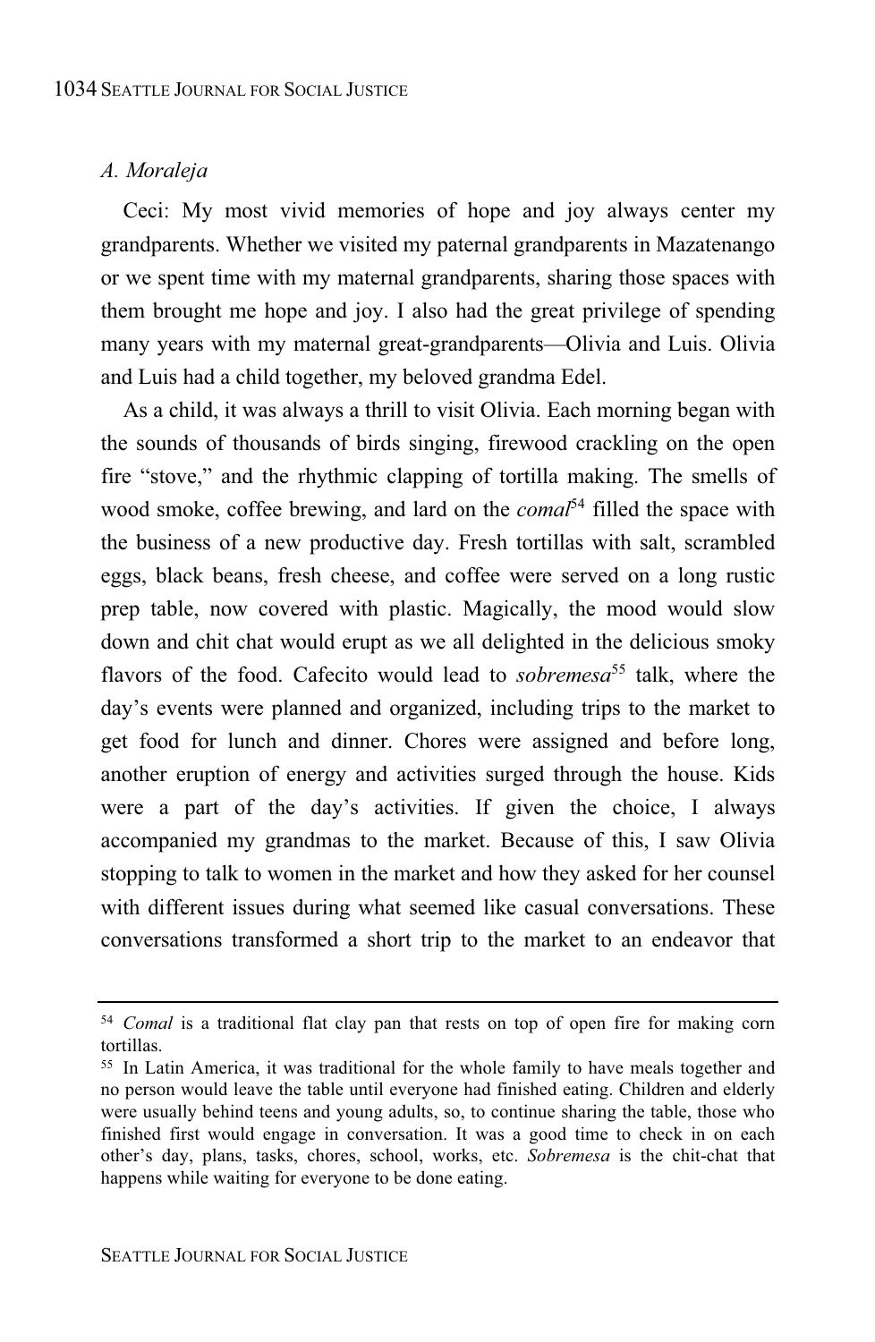### A. Moraleja

Ceci: My most vivid memories of hope and joy always center my grandparents. Whether we visited my paternal grandparents in Mazatenango or we spent time with my maternal grandparents, sharing those spaces with them brought me hope and joy. I also had the great privilege of spending many years with my maternal great-grandparents—Olivia and Luis. Olivia and Luis had a child together, my beloved grandma Edel.

As a child, it was always a thrill to visit Olivia. Each morning began with the sounds of thousands of birds singing, firewood crackling on the open fire "stove," and the rhythmic clapping of tortilla making. The smells of wood smoke, coffee brewing, and lard on the *comal*[54] filled the space with the business of a new productive day. Fresh tortillas with salt, scrambled eggs, black beans, fresh cheese, and coffee were served on a long rustic prep table, now covered with plastic. Magically, the mood would slow down and chit chat would erupt as we all delighted in the delicious smoky flavors of the food. Cafecito would lead to *sobremesa*[55] talk, where the day's events were planned and organized, including trips to the market to get food for lunch and dinner. Chores were assigned and before long, another eruption of energy and activities surged through the house. Kids were a part of the day's activities. If given the choice, I always accompanied my grandmas to the market. Because of this, I saw Olivia stopping to talk to women in the market and how they asked for her counsel with different issues during what seemed like casual conversations. These conversations transformed a short trip to the market to an endeavor that

---

[54] *Comal* is a traditional flat clay pan that rests on top of open fire for making corn tortillas.

[55] In Latin America, it was traditional for the whole family to have meals together and no person would leave the table until everyone had finished eating. Children and elderly were usually behind teens and young adults, so, to continue sharing the table, those who finished first would engage in conversation. It was a good time to check in on each other's day, plans, tasks, chores, school, works, etc. *Sobremesa* is the chit-chat that happens while waiting for everyone to be done eating.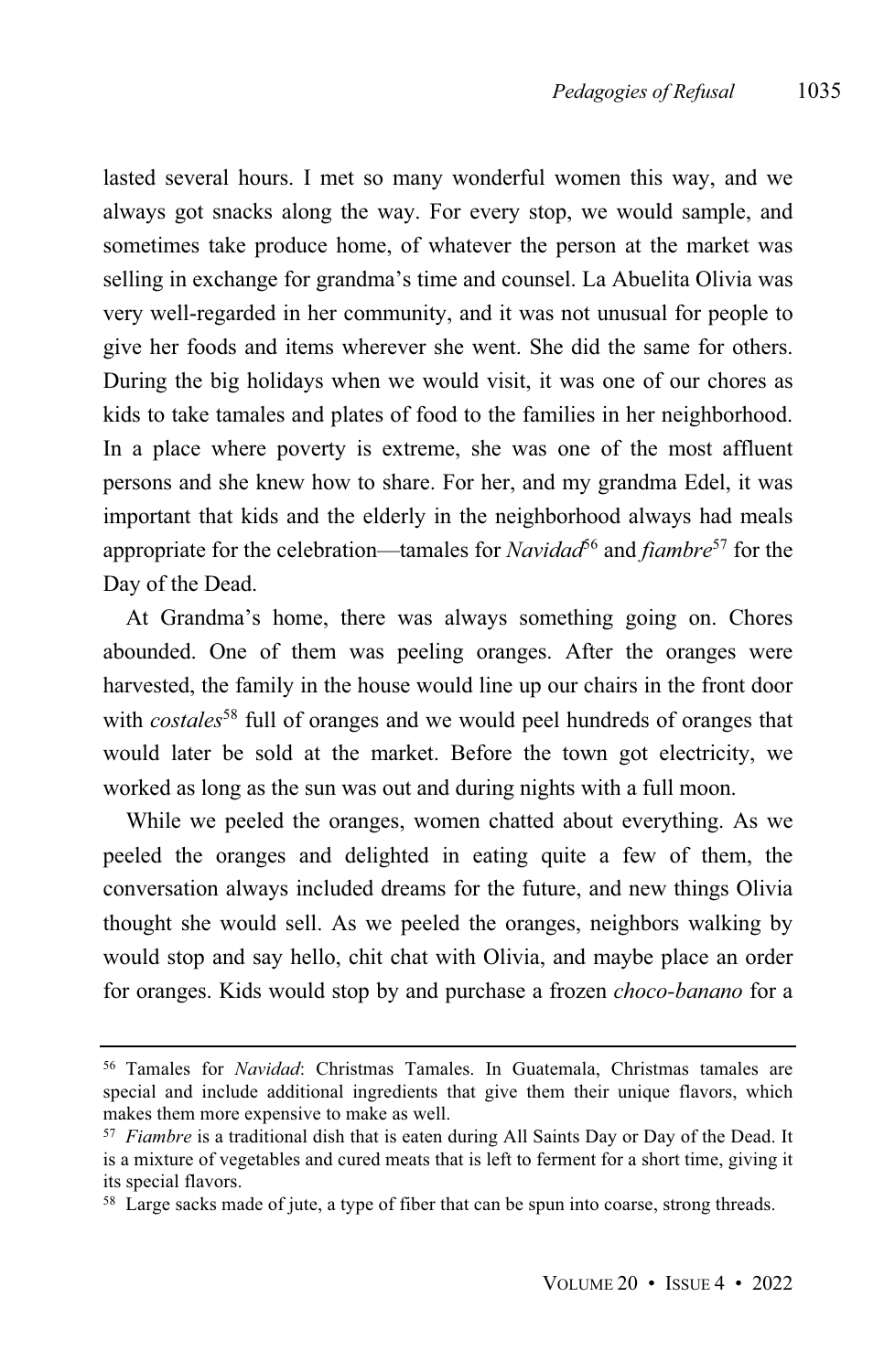lasted several hours. I met so many wonderful women this way, and we always got snacks along the way. For every stop, we would sample, and sometimes take produce home, of whatever the person at the market was selling in exchange for grandma's time and counsel. La Abuelita Olivia was very well-regarded in her community, and it was not unusual for people to give her foods and items wherever she went. She did the same for others. During the big holidays when we would visit, it was one of our chores as kids to take tamales and plates of food to the families in her neighborhood. In a place where poverty is extreme, she was one of the most affluent persons and she knew how to share. For her, and my grandma Edel, it was important that kids and the elderly in the neighborhood always had meals appropriate for the celebration—tamales for *Navidad*[56] and *fiambre*[57] for the Day of the Dead.

At Grandma's home, there was always something going on. Chores abounded. One of them was peeling oranges. After the oranges were harvested, the family in the house would line up our chairs in the front door with *costales*[58] full of oranges and we would peel hundreds of oranges that would later be sold at the market. Before the town got electricity, we worked as long as the sun was out and during nights with a full moon.

While we peeled the oranges, women chatted about everything. As we peeled the oranges and delighted in eating quite a few of them, the conversation always included dreams for the future, and new things Olivia thought she would sell. As we peeled the oranges, neighbors walking by would stop and say hello, chit chat with Olivia, and maybe place an order for oranges. Kids would stop by and purchase a frozen *choco-banano* for a

---

[56] Tamales for *Navidad*: Christmas Tamales. In Guatemala, Christmas tamales are special and include additional ingredients that give them their unique flavors, which makes them more expensive to make as well.

[57] *Fiambre* is a traditional dish that is eaten during All Saints Day or Day of the Dead. It is a mixture of vegetables and cured meats that is left to ferment for a short time, giving it its special flavors.

[58] Large sacks made of jute, a type of fiber that can be spun into coarse, strong threads.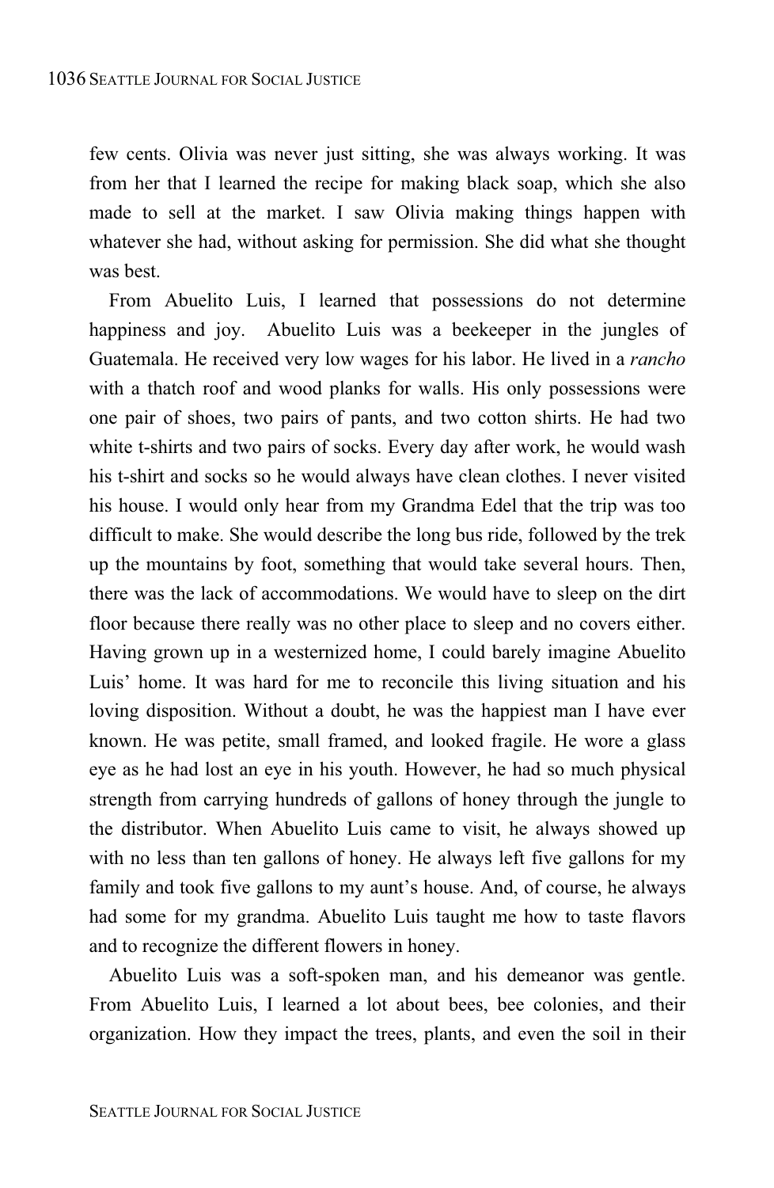few cents. Olivia was never just sitting, she was always working. It was from her that I learned the recipe for making black soap, which she also made to sell at the market. I saw Olivia making things happen with whatever she had, without asking for permission. She did what she thought was best.

From Abuelito Luis, I learned that possessions do not determine happiness and joy. Abuelito Luis was a beekeeper in the jungles of Guatemala. He received very low wages for his labor. He lived in a *rancho* with a thatch roof and wood planks for walls. His only possessions were one pair of shoes, two pairs of pants, and two cotton shirts. He had two white t-shirts and two pairs of socks. Every day after work, he would wash his t-shirt and socks so he would always have clean clothes. I never visited his house. I would only hear from my Grandma Edel that the trip was too difficult to make. She would describe the long bus ride, followed by the trek up the mountains by foot, something that would take several hours. Then, there was the lack of accommodations. We would have to sleep on the dirt floor because there really was no other place to sleep and no covers either. Having grown up in a westernized home, I could barely imagine Abuelito Luis' home. It was hard for me to reconcile this living situation and his loving disposition. Without a doubt, he was the happiest man I have ever known. He was petite, small framed, and looked fragile. He wore a glass eye as he had lost an eye in his youth. However, he had so much physical strength from carrying hundreds of gallons of honey through the jungle to the distributor. When Abuelito Luis came to visit, he always showed up with no less than ten gallons of honey. He always left five gallons for my family and took five gallons to my aunt's house. And, of course, he always had some for my grandma. Abuelito Luis taught me how to taste flavors and to recognize the different flowers in honey.

Abuelito Luis was a soft-spoken man, and his demeanor was gentle. From Abuelito Luis, I learned a lot about bees, bee colonies, and their organization. How they impact the trees, plants, and even the soil in their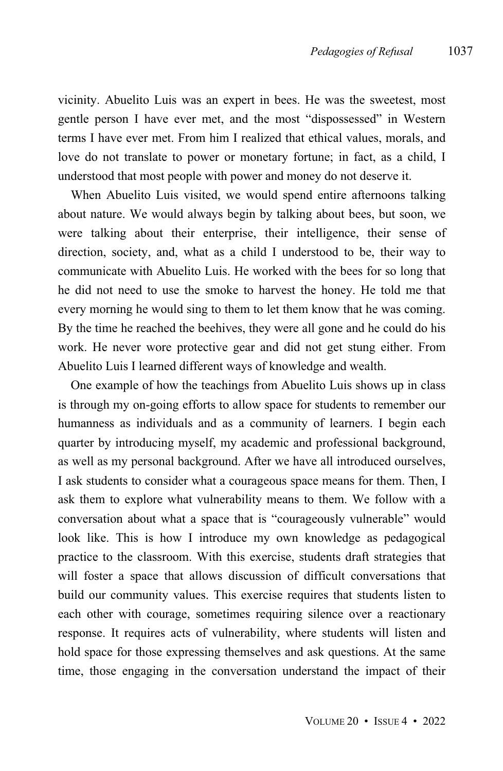vicinity. Abuelito Luis was an expert in bees. He was the sweetest, most gentle person I have ever met, and the most "dispossessed" in Western terms I have ever met. From him I realized that ethical values, morals, and love do not translate to power or monetary fortune; in fact, as a child, I understood that most people with power and money do not deserve it.

When Abuelito Luis visited, we would spend entire afternoons talking about nature. We would always begin by talking about bees, but soon, we were talking about their enterprise, their intelligence, their sense of direction, society, and, what as a child I understood to be, their way to communicate with Abuelito Luis. He worked with the bees for so long that he did not need to use the smoke to harvest the honey. He told me that every morning he would sing to them to let them know that he was coming. By the time he reached the beehives, they were all gone and he could do his work. He never wore protective gear and did not get stung either. From Abuelito Luis I learned different ways of knowledge and wealth.

One example of how the teachings from Abuelito Luis shows up in class is through my on-going efforts to allow space for students to remember our humanness as individuals and as a community of learners. I begin each quarter by introducing myself, my academic and professional background, as well as my personal background. After we have all introduced ourselves, I ask students to consider what a courageous space means for them. Then, I ask them to explore what vulnerability means to them. We follow with a conversation about what a space that is "courageously vulnerable" would look like. This is how I introduce my own knowledge as pedagogical practice to the classroom. With this exercise, students draft strategies that will foster a space that allows discussion of difficult conversations that build our community values. This exercise requires that students listen to each other with courage, sometimes requiring silence over a reactionary response. It requires acts of vulnerability, where students will listen and hold space for those expressing themselves and ask questions. At the same time, those engaging in the conversation understand the impact of their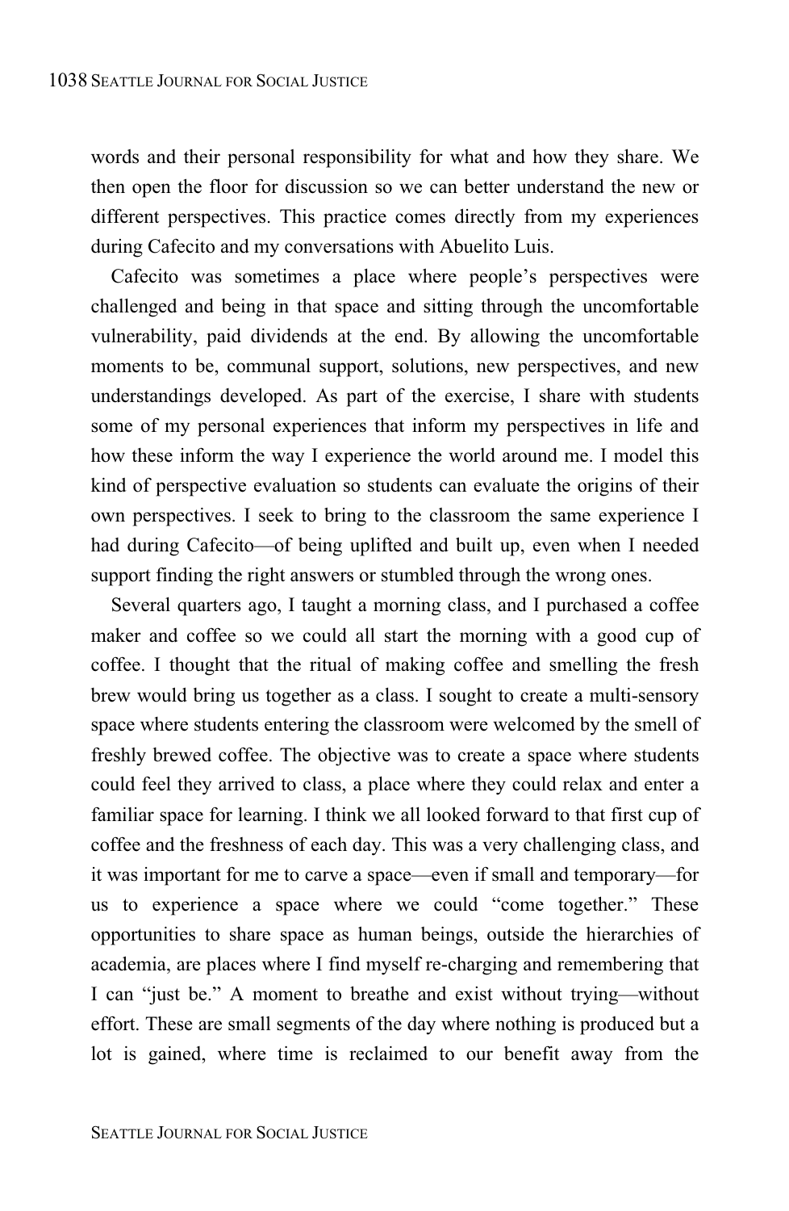words and their personal responsibility for what and how they share. We then open the floor for discussion so we can better understand the new or different perspectives. This practice comes directly from my experiences during Cafecito and my conversations with Abuelito Luis.

Cafecito was sometimes a place where people's perspectives were challenged and being in that space and sitting through the uncomfortable vulnerability, paid dividends at the end. By allowing the uncomfortable moments to be, communal support, solutions, new perspectives, and new understandings developed. As part of the exercise, I share with students some of my personal experiences that inform my perspectives in life and how these inform the way I experience the world around me. I model this kind of perspective evaluation so students can evaluate the origins of their own perspectives. I seek to bring to the classroom the same experience I had during Cafecito—of being uplifted and built up, even when I needed support finding the right answers or stumbled through the wrong ones.

Several quarters ago, I taught a morning class, and I purchased a coffee maker and coffee so we could all start the morning with a good cup of coffee. I thought that the ritual of making coffee and smelling the fresh brew would bring us together as a class. I sought to create a multi-sensory space where students entering the classroom were welcomed by the smell of freshly brewed coffee. The objective was to create a space where students could feel they arrived to class, a place where they could relax and enter a familiar space for learning. I think we all looked forward to that first cup of coffee and the freshness of each day. This was a very challenging class, and it was important for me to carve a space—even if small and temporary—for us to experience a space where we could "come together." These opportunities to share space as human beings, outside the hierarchies of academia, are places where I find myself re-charging and remembering that I can "just be." A moment to breathe and exist without trying—without effort. These are small segments of the day where nothing is produced but a lot is gained, where time is reclaimed to our benefit away from the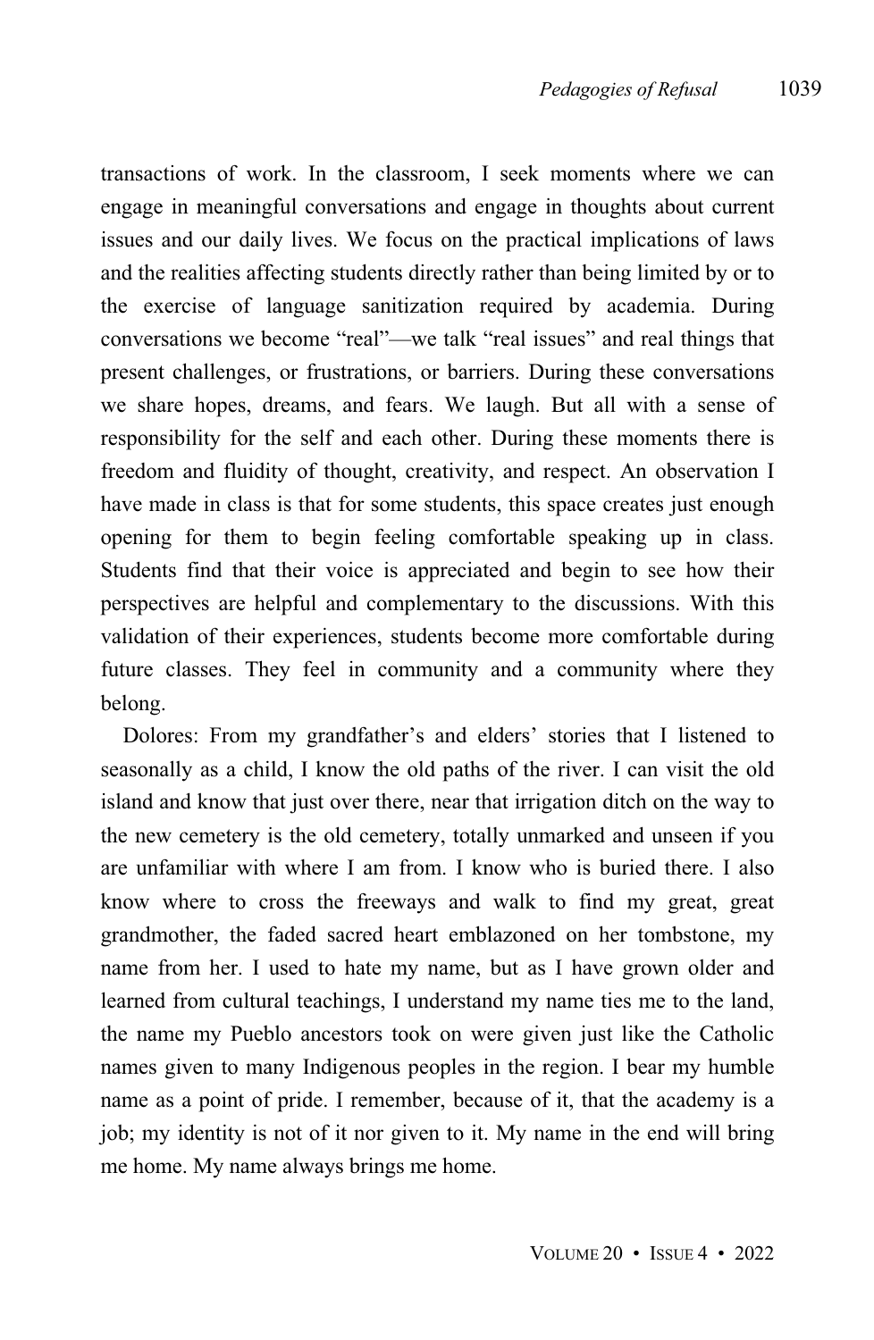transactions of work. In the classroom, I seek moments where we can engage in meaningful conversations and engage in thoughts about current issues and our daily lives. We focus on the practical implications of laws and the realities affecting students directly rather than being limited by or to the exercise of language sanitization required by academia. During conversations we become "real"—we talk "real issues" and real things that present challenges, or frustrations, or barriers. During these conversations we share hopes, dreams, and fears. We laugh. But all with a sense of responsibility for the self and each other. During these moments there is freedom and fluidity of thought, creativity, and respect. An observation I have made in class is that for some students, this space creates just enough opening for them to begin feeling comfortable speaking up in class. Students find that their voice is appreciated and begin to see how their perspectives are helpful and complementary to the discussions. With this validation of their experiences, students become more comfortable during future classes. They feel in community and a community where they belong.

Dolores: From my grandfather's and elders' stories that I listened to seasonally as a child, I know the old paths of the river. I can visit the old island and know that just over there, near that irrigation ditch on the way to the new cemetery is the old cemetery, totally unmarked and unseen if you are unfamiliar with where I am from. I know who is buried there. I also know where to cross the freeways and walk to find my great, great grandmother, the faded sacred heart emblazoned on her tombstone, my name from her. I used to hate my name, but as I have grown older and learned from cultural teachings, I understand my name ties me to the land, the name my Pueblo ancestors took on were given just like the Catholic names given to many Indigenous peoples in the region. I bear my humble name as a point of pride. I remember, because of it, that the academy is a job; my identity is not of it nor given to it. My name in the end will bring me home. My name always brings me home.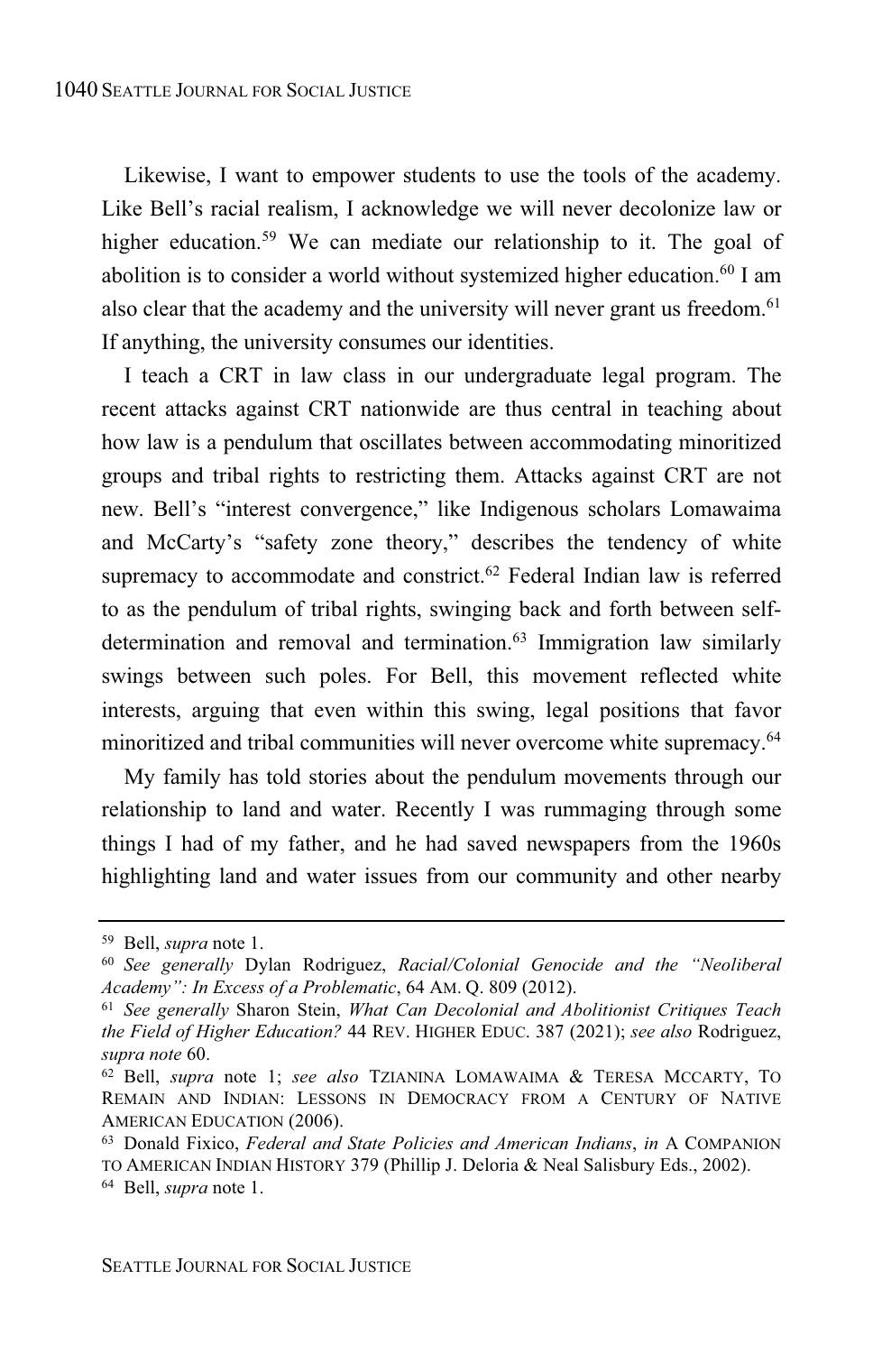Likewise, I want to empower students to use the tools of the academy. Like Bell's racial realism, I acknowledge we will never decolonize law or higher education.[59] We can mediate our relationship to it. The goal of abolition is to consider a world without systemized higher education.[60] I am also clear that the academy and the university will never grant us freedom.[61] If anything, the university consumes our identities.

I teach a CRT in law class in our undergraduate legal program. The recent attacks against CRT nationwide are thus central in teaching about how law is a pendulum that oscillates between accommodating minoritized groups and tribal rights to restricting them. Attacks against CRT are not new. Bell's "interest convergence," like Indigenous scholars Lomawaima and McCarty's "safety zone theory," describes the tendency of white supremacy to accommodate and constrict.[62] Federal Indian law is referred to as the pendulum of tribal rights, swinging back and forth between self-determination and removal and termination.[63] Immigration law similarly swings between such poles. For Bell, this movement reflected white interests, arguing that even within this swing, legal positions that favor minoritized and tribal communities will never overcome white supremacy.[64]

My family has told stories about the pendulum movements through our relationship to land and water. Recently I was rummaging through some things I had of my father, and he had saved newspapers from the 1960s highlighting land and water issues from our community and other nearby

---

[59] Bell, *supra* note 1.

[60] *See generally* Dylan Rodriguez, *Racial/Colonial Genocide and the "Neoliberal Academy": In Excess of a Problematic*, 64 AM. Q. 809 (2012).

[61] *See generally* Sharon Stein, *What Can Decolonial and Abolitionist Critiques Teach the Field of Higher Education?* 44 REV. HIGHER EDUC. 387 (2021); *see also* Rodriguez, *supra note* 60.

[62] Bell, *supra* note 1; *see also* TZIANINA LOMAWAIMA & TERESA MCCARTY, TO REMAIN AND INDIAN: LESSONS IN DEMOCRACY FROM A CENTURY OF NATIVE AMERICAN EDUCATION (2006).

[63] Donald Fixico, *Federal and State Policies and American Indians*, *in* A COMPANION TO AMERICAN INDIAN HISTORY 379 (Phillip J. Deloria & Neal Salisbury Eds., 2002).

[64] Bell, *supra* note 1.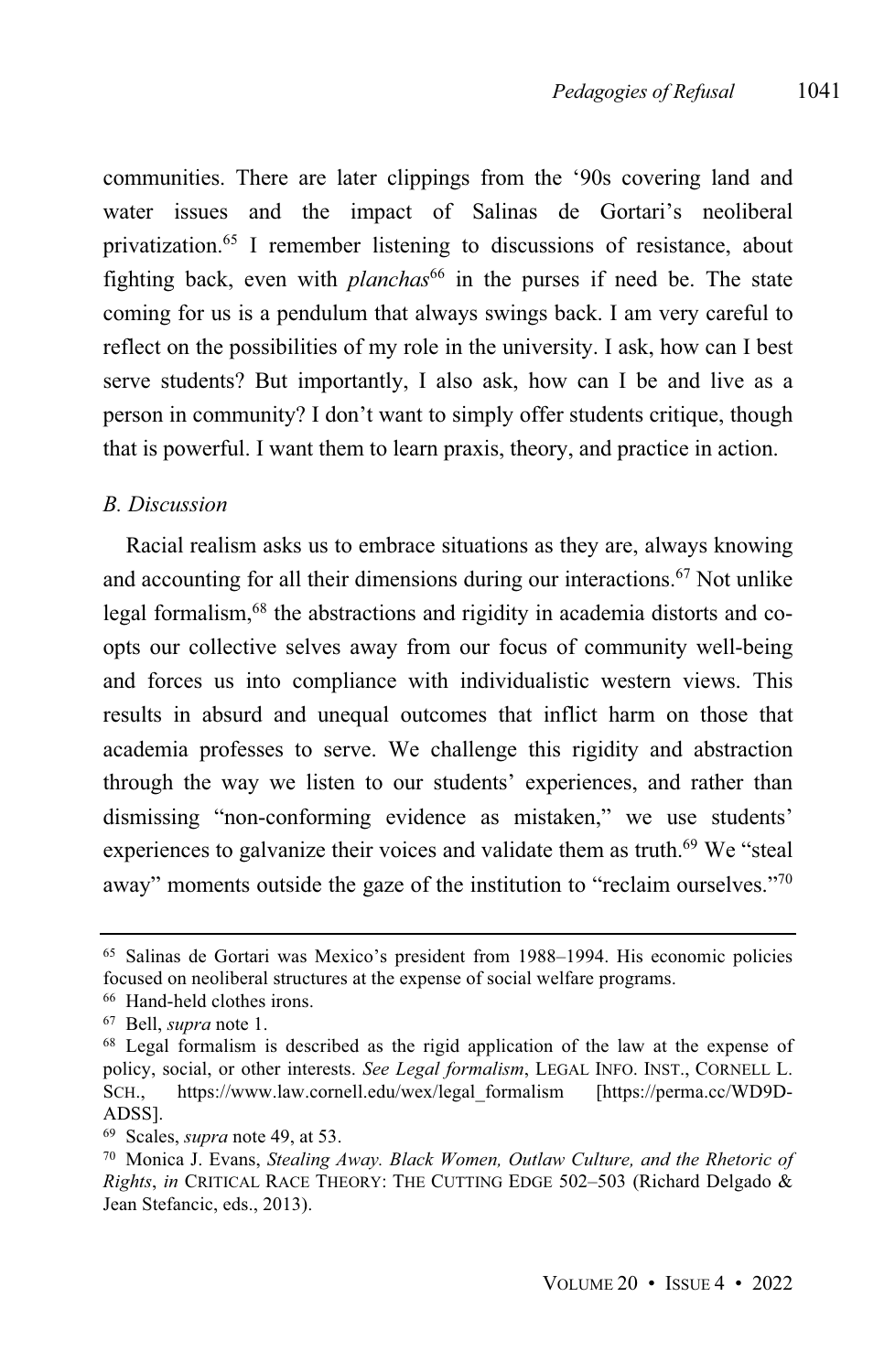communities. There are later clippings from the '90s covering land and water issues and the impact of Salinas de Gortari's neoliberal privatization.[65] I remember listening to discussions of resistance, about fighting back, even with *planchas*[66] in the purses if need be. The state coming for us is a pendulum that always swings back. I am very careful to reflect on the possibilities of my role in the university. I ask, how can I best serve students? But importantly, I also ask, how can I be and live as a person in community? I don't want to simply offer students critique, though that is powerful. I want them to learn praxis, theory, and practice in action.

### *B. Discussion*

Racial realism asks us to embrace situations as they are, always knowing and accounting for all their dimensions during our interactions.[67] Not unlike legal formalism,[68] the abstractions and rigidity in academia distorts and co-opts our collective selves away from our focus of community well-being and forces us into compliance with individualistic western views. This results in absurd and unequal outcomes that inflict harm on those that academia professes to serve. We challenge this rigidity and abstraction through the way we listen to our students' experiences, and rather than dismissing "non-conforming evidence as mistaken," we use students' experiences to galvanize their voices and validate them as truth.[69] We "steal away" moments outside the gaze of the institution to "reclaim ourselves."[70]

---

[65] Salinas de Gortari was Mexico's president from 1988–1994. His economic policies focused on neoliberal structures at the expense of social welfare programs.

[66] Hand-held clothes irons.

[67] Bell, *supra* note 1.

[68] Legal formalism is described as the rigid application of the law at the expense of policy, social, or other interests. *See Legal formalism*, LEGAL INFO. INST., CORNELL L. SCH., https://www.law.cornell.edu/wex/legal_formalism [https://perma.cc/WD9D-ADSS].

[69] Scales, *supra* note 49, at 53.

[70] Monica J. Evans, *Stealing Away. Black Women, Outlaw Culture, and the Rhetoric of Rights*, *in* CRITICAL RACE THEORY: THE CUTTING EDGE 502–503 (Richard Delgado & Jean Stefancic, eds., 2013).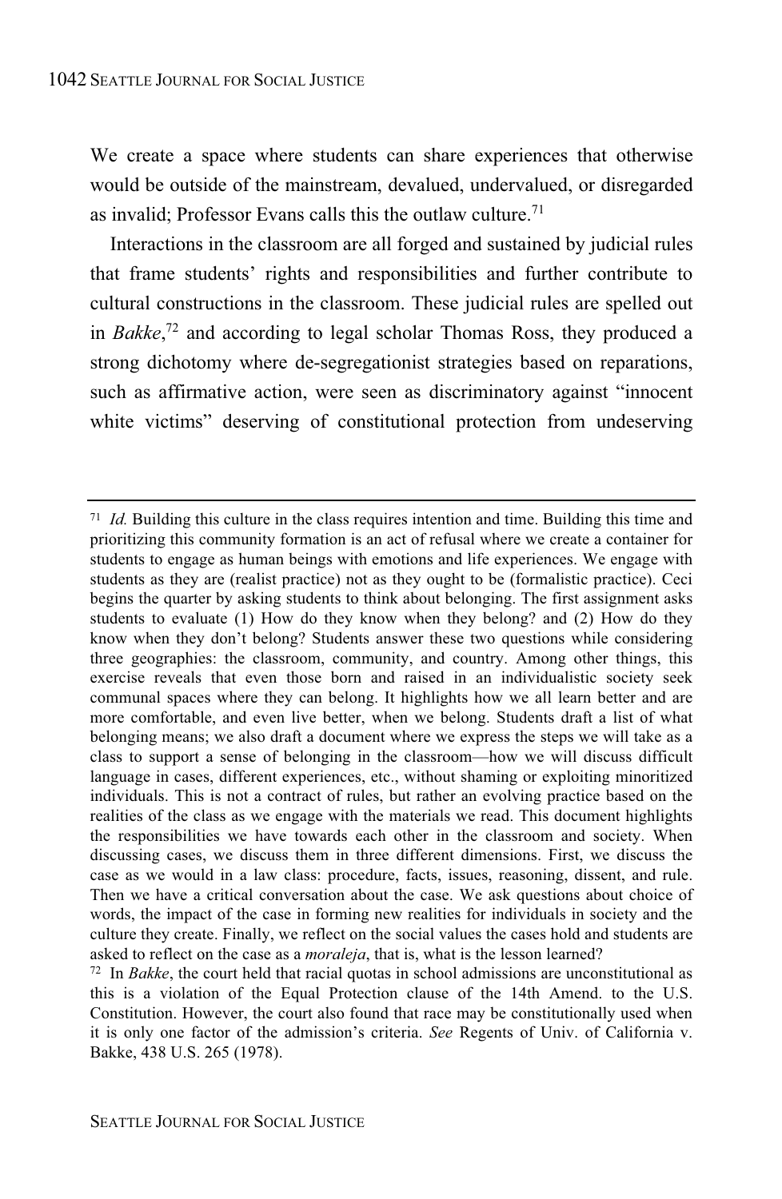We create a space where students can share experiences that otherwise would be outside of the mainstream, devalued, undervalued, or disregarded as invalid; Professor Evans calls this the outlaw culture.[71]

Interactions in the classroom are all forged and sustained by judicial rules that frame students' rights and responsibilities and further contribute to cultural constructions in the classroom. These judicial rules are spelled out in *Bakke*,[72] and according to legal scholar Thomas Ross, they produced a strong dichotomy where de-segregationist strategies based on reparations, such as affirmative action, were seen as discriminatory against "innocent white victims" deserving of constitutional protection from undeserving

---

[71] *Id.* Building this culture in the class requires intention and time. Building this time and prioritizing this community formation is an act of refusal where we create a container for students to engage as human beings with emotions and life experiences. We engage with students as they are (realist practice) not as they ought to be (formalistic practice). Ceci begins the quarter by asking students to think about belonging. The first assignment asks students to evaluate (1) How do they know when they belong? and (2) How do they know when they don't belong? Students answer these two questions while considering three geographies: the classroom, community, and country. Among other things, this exercise reveals that even those born and raised in an individualistic society seek communal spaces where they can belong. It highlights how we all learn better and are more comfortable, and even live better, when we belong. Students draft a list of what belonging means; we also draft a document where we express the steps we will take as a class to support a sense of belonging in the classroom—how we will discuss difficult language in cases, different experiences, etc., without shaming or exploiting minoritized individuals. This is not a contract of rules, but rather an evolving practice based on the realities of the class as we engage with the materials we read. This document highlights the responsibilities we have towards each other in the classroom and society. When discussing cases, we discuss them in three different dimensions. First, we discuss the case as we would in a law class: procedure, facts, issues, reasoning, dissent, and rule. Then we have a critical conversation about the case. We ask questions about choice of words, the impact of the case in forming new realities for individuals in society and the culture they create. Finally, we reflect on the social values the cases hold and students are asked to reflect on the case as a *moraleja*, that is, what is the lesson learned?

[72] In *Bakke*, the court held that racial quotas in school admissions are unconstitutional as this is a violation of the Equal Protection clause of the 14th Amend. to the U.S. Constitution. However, the court also found that race may be constitutionally used when it is only one factor of the admission's criteria. *See* Regents of Univ. of California v. Bakke, 438 U.S. 265 (1978).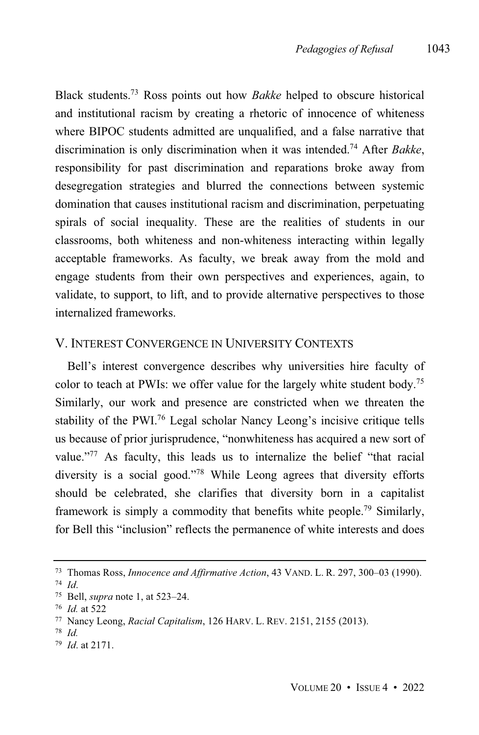Black students.[73] Ross points out how *Bakke* helped to obscure historical and institutional racism by creating a rhetoric of innocence of whiteness where BIPOC students admitted are unqualified, and a false narrative that discrimination is only discrimination when it was intended.[74] After *Bakke*, responsibility for past discrimination and reparations broke away from desegregation strategies and blurred the connections between systemic domination that causes institutional racism and discrimination, perpetuating spirals of social inequality. These are the realities of students in our classrooms, both whiteness and non-whiteness interacting within legally acceptable frameworks. As faculty, we break away from the mold and engage students from their own perspectives and experiences, again, to validate, to support, to lift, and to provide alternative perspectives to those internalized frameworks.

## V. INTEREST CONVERGENCE IN UNIVERSITY CONTEXTS

Bell's interest convergence describes why universities hire faculty of color to teach at PWIs: we offer value for the largely white student body.[75] Similarly, our work and presence are constricted when we threaten the stability of the PWI.[76] Legal scholar Nancy Leong's incisive critique tells us because of prior jurisprudence, "nonwhiteness has acquired a new sort of value."[77] As faculty, this leads us to internalize the belief "that racial diversity is a social good."[78] While Leong agrees that diversity efforts should be celebrated, she clarifies that diversity born in a capitalist framework is simply a commodity that benefits white people.[79] Similarly, for Bell this "inclusion" reflects the permanence of white interests and does

---

73 Thomas Ross, *Innocence and Affirmative Action*, 43 VAND. L. R. 297, 300–03 (1990).

74 *Id*.

75 Bell, *supra* note 1, at 523–24.

76 *Id.* at 522

77 Nancy Leong, *Racial Capitalism*, 126 HARV. L. REV. 2151, 2155 (2013).

78 *Id.*

79 *Id*. at 2171.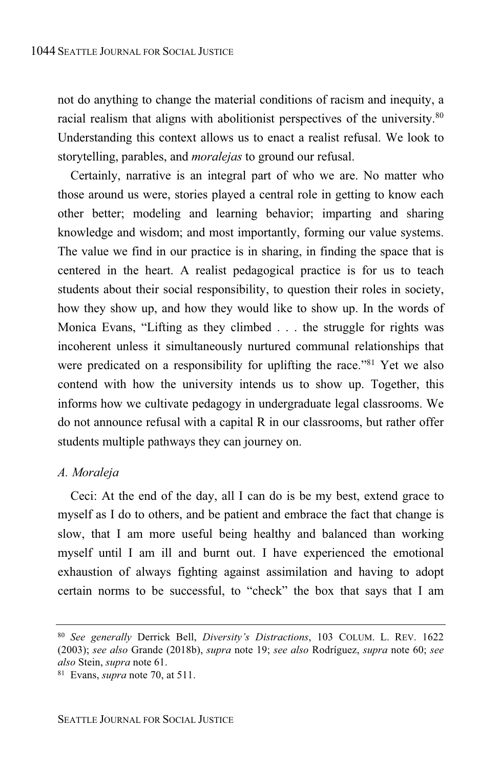not do anything to change the material conditions of racism and inequity, a racial realism that aligns with abolitionist perspectives of the university.[80] Understanding this context allows us to enact a realist refusal. We look to storytelling, parables, and *moralejas* to ground our refusal.

Certainly, narrative is an integral part of who we are. No matter who those around us were, stories played a central role in getting to know each other better; modeling and learning behavior; imparting and sharing knowledge and wisdom; and most importantly, forming our value systems. The value we find in our practice is in sharing, in finding the space that is centered in the heart. A realist pedagogical practice is for us to teach students about their social responsibility, to question their roles in society, how they show up, and how they would like to show up. In the words of Monica Evans, "Lifting as they climbed . . . the struggle for rights was incoherent unless it simultaneously nurtured communal relationships that were predicated on a responsibility for uplifting the race."[81] Yet we also contend with how the university intends us to show up. Together, this informs how we cultivate pedagogy in undergraduate legal classrooms. We do not announce refusal with a capital R in our classrooms, but rather offer students multiple pathways they can journey on.

### *A. Moraleja*

Ceci: At the end of the day, all I can do is be my best, extend grace to myself as I do to others, and be patient and embrace the fact that change is slow, that I am more useful being healthy and balanced than working myself until I am ill and burnt out. I have experienced the emotional exhaustion of always fighting against assimilation and having to adopt certain norms to be successful, to "check" the box that says that I am

---

[80] *See generally* Derrick Bell, *Diversity's Distractions*, 103 COLUM. L. REV. 1622 (2003); *see also* Grande (2018b), *supra* note 19; *see also* Rodríguez, *supra* note 60; *see also* Stein, *supra* note 61.

[81] Evans, *supra* note 70, at 511.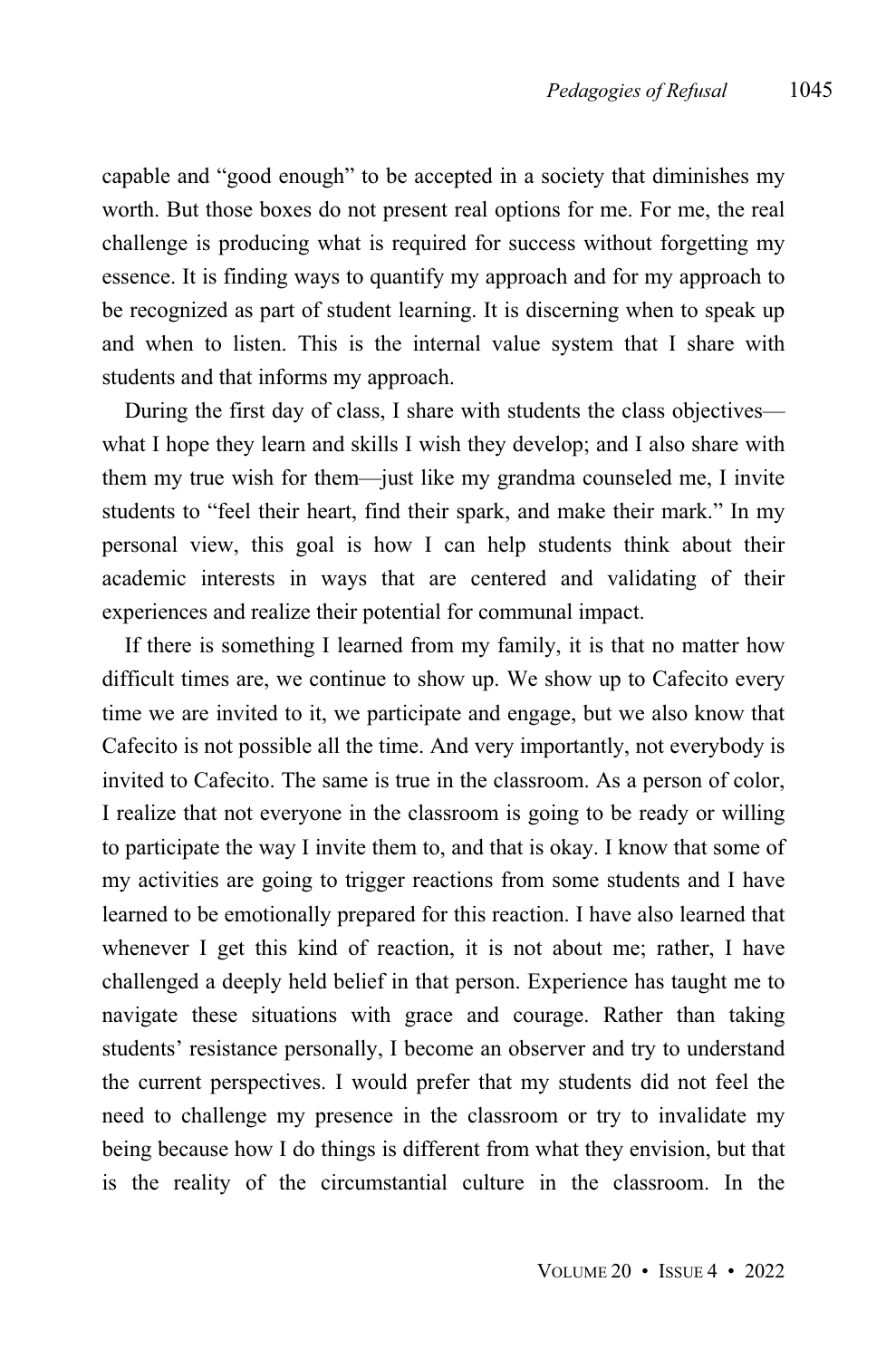capable and "good enough" to be accepted in a society that diminishes my worth. But those boxes do not present real options for me. For me, the real challenge is producing what is required for success without forgetting my essence. It is finding ways to quantify my approach and for my approach to be recognized as part of student learning. It is discerning when to speak up and when to listen. This is the internal value system that I share with students and that informs my approach.

During the first day of class, I share with students the class objectives—what I hope they learn and skills I wish they develop; and I also share with them my true wish for them—just like my grandma counseled me, I invite students to "feel their heart, find their spark, and make their mark." In my personal view, this goal is how I can help students think about their academic interests in ways that are centered and validating of their experiences and realize their potential for communal impact.

If there is something I learned from my family, it is that no matter how difficult times are, we continue to show up. We show up to Cafecito every time we are invited to it, we participate and engage, but we also know that Cafecito is not possible all the time. And very importantly, not everybody is invited to Cafecito. The same is true in the classroom. As a person of color, I realize that not everyone in the classroom is going to be ready or willing to participate the way I invite them to, and that is okay. I know that some of my activities are going to trigger reactions from some students and I have learned to be emotionally prepared for this reaction. I have also learned that whenever I get this kind of reaction, it is not about me; rather, I have challenged a deeply held belief in that person. Experience has taught me to navigate these situations with grace and courage. Rather than taking students' resistance personally, I become an observer and try to understand the current perspectives. I would prefer that my students did not feel the need to challenge my presence in the classroom or try to invalidate my being because how I do things is different from what they envision, but that is the reality of the circumstantial culture in the classroom. In the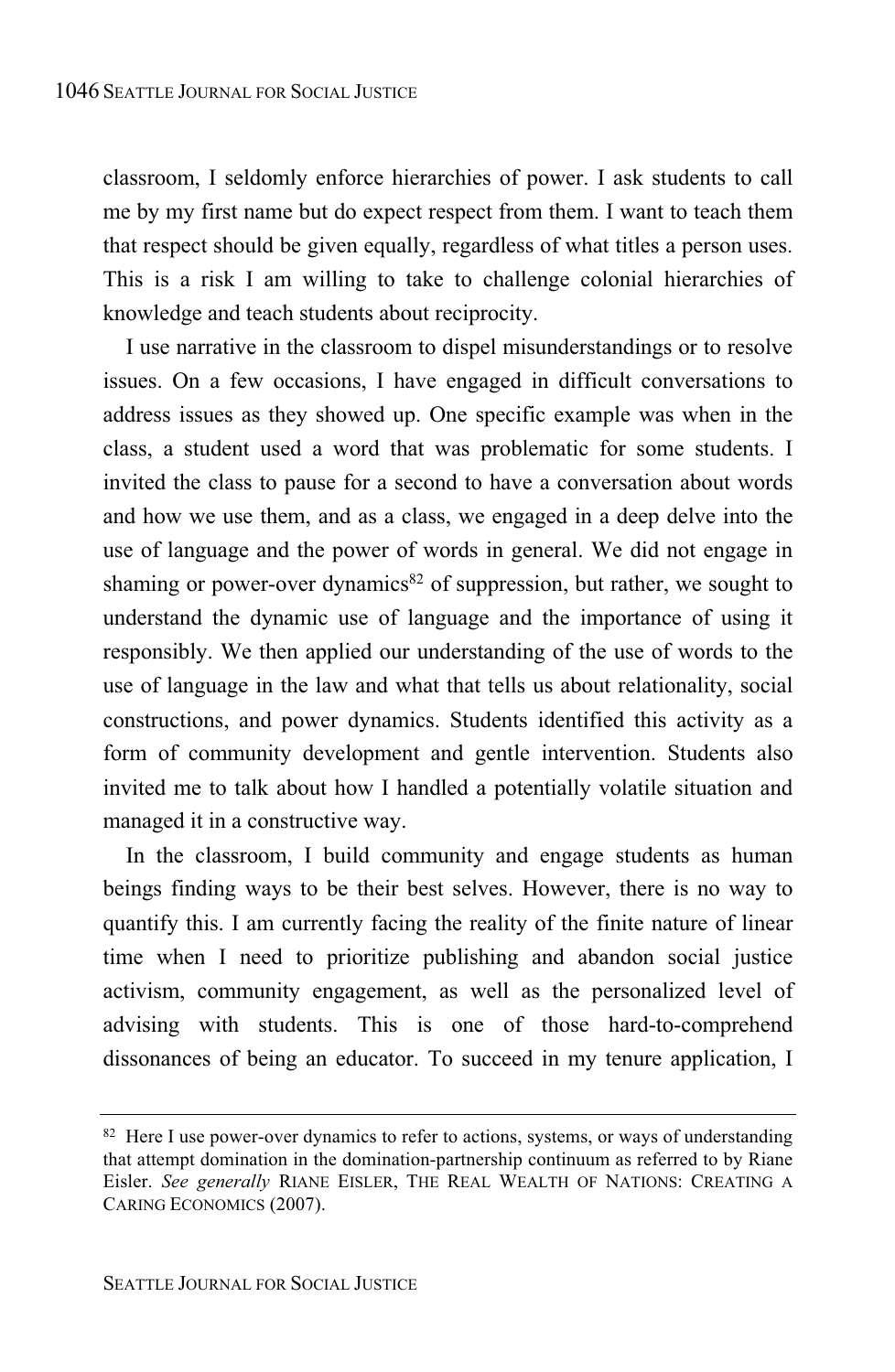classroom, I seldomly enforce hierarchies of power. I ask students to call me by my first name but do expect respect from them. I want to teach them that respect should be given equally, regardless of what titles a person uses. This is a risk I am willing to take to challenge colonial hierarchies of knowledge and teach students about reciprocity.

I use narrative in the classroom to dispel misunderstandings or to resolve issues. On a few occasions, I have engaged in difficult conversations to address issues as they showed up. One specific example was when in the class, a student used a word that was problematic for some students. I invited the class to pause for a second to have a conversation about words and how we use them, and as a class, we engaged in a deep delve into the use of language and the power of words in general. We did not engage in shaming or power-over dynamics[82] of suppression, but rather, we sought to understand the dynamic use of language and the importance of using it responsibly. We then applied our understanding of the use of words to the use of language in the law and what that tells us about relationality, social constructions, and power dynamics. Students identified this activity as a form of community development and gentle intervention. Students also invited me to talk about how I handled a potentially volatile situation and managed it in a constructive way.

In the classroom, I build community and engage students as human beings finding ways to be their best selves. However, there is no way to quantify this. I am currently facing the reality of the finite nature of linear time when I need to prioritize publishing and abandon social justice activism, community engagement, as well as the personalized level of advising with students. This is one of those hard-to-comprehend dissonances of being an educator. To succeed in my tenure application, I

---

[82] Here I use power-over dynamics to refer to actions, systems, or ways of understanding that attempt domination in the domination-partnership continuum as referred to by Riane Eisler. *See generally* RIANE EISLER, THE REAL WEALTH OF NATIONS: CREATING A CARING ECONOMICS (2007).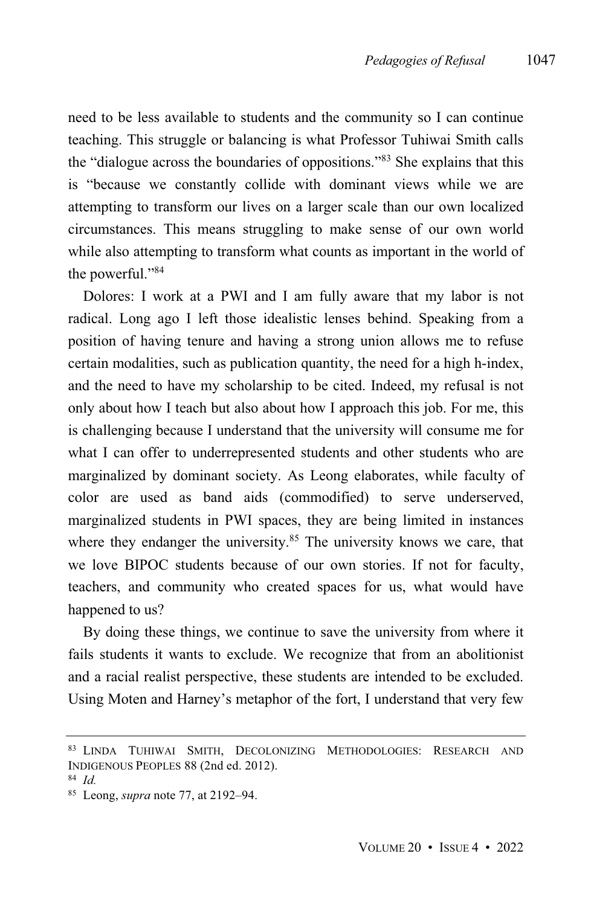need to be less available to students and the community so I can continue teaching. This struggle or balancing is what Professor Tuhiwai Smith calls the "dialogue across the boundaries of oppositions."[83] She explains that this is "because we constantly collide with dominant views while we are attempting to transform our lives on a larger scale than our own localized circumstances. This means struggling to make sense of our own world while also attempting to transform what counts as important in the world of the powerful."[84]

Dolores: I work at a PWI and I am fully aware that my labor is not radical. Long ago I left those idealistic lenses behind. Speaking from a position of having tenure and having a strong union allows me to refuse certain modalities, such as publication quantity, the need for a high h-index, and the need to have my scholarship to be cited. Indeed, my refusal is not only about how I teach but also about how I approach this job. For me, this is challenging because I understand that the university will consume me for what I can offer to underrepresented students and other students who are marginalized by dominant society. As Leong elaborates, while faculty of color are used as band aids (commodified) to serve underserved, marginalized students in PWI spaces, they are being limited in instances where they endanger the university.[85] The university knows we care, that we love BIPOC students because of our own stories. If not for faculty, teachers, and community who created spaces for us, what would have happened to us?

By doing these things, we continue to save the university from where it fails students it wants to exclude. We recognize that from an abolitionist and a racial realist perspective, these students are intended to be excluded. Using Moten and Harney's metaphor of the fort, I understand that very few

---

[83] LINDA TUHIWAI SMITH, DECOLONIZING METHODOLOGIES: RESEARCH AND INDIGENOUS PEOPLES 88 (2nd ed. 2012).

[84] *Id.*

[85] Leong, *supra* note 77, at 2192–94.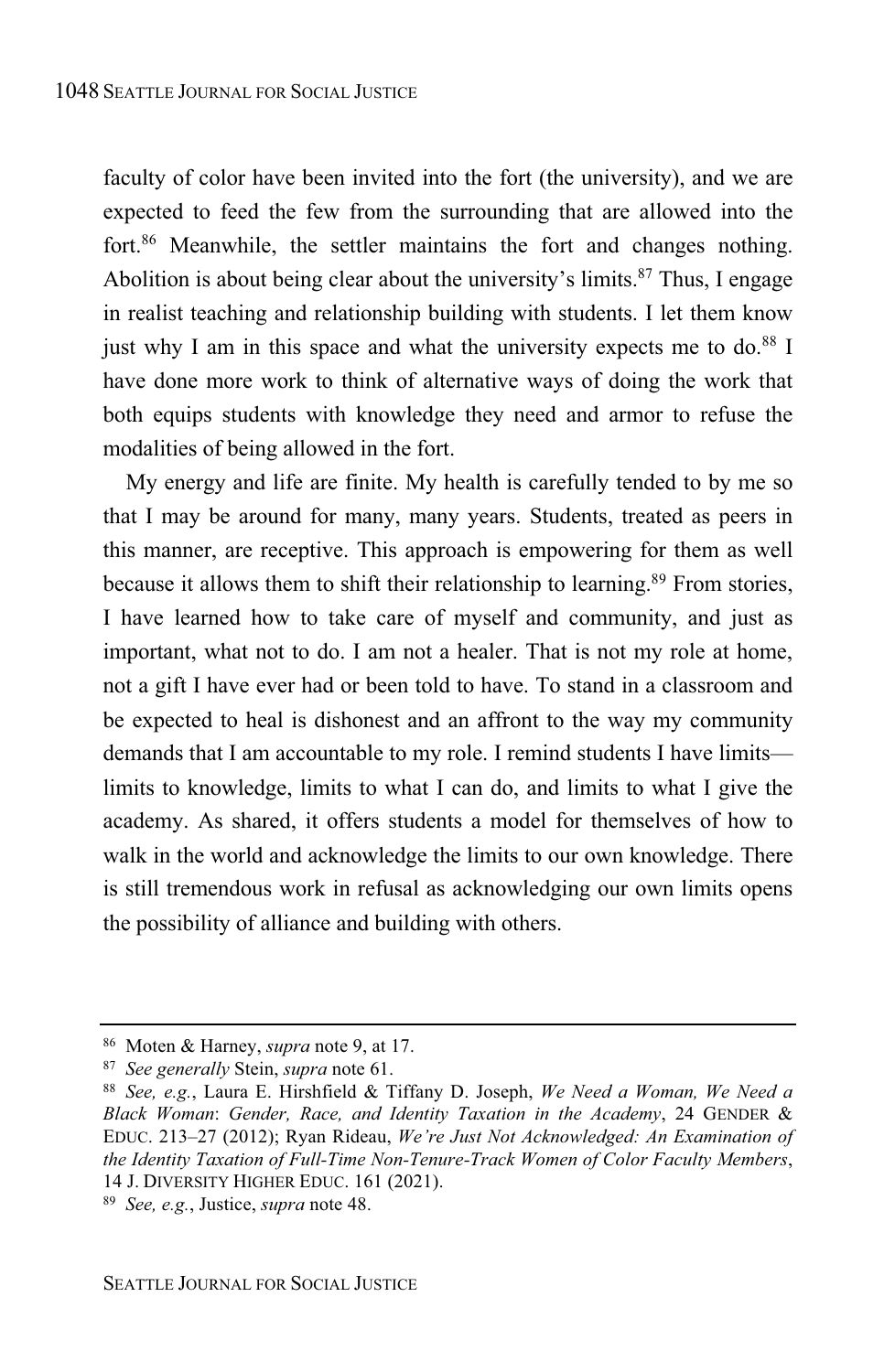faculty of color have been invited into the fort (the university), and we are expected to feed the few from the surrounding that are allowed into the fort.[86] Meanwhile, the settler maintains the fort and changes nothing. Abolition is about being clear about the university's limits.[87] Thus, I engage in realist teaching and relationship building with students. I let them know just why I am in this space and what the university expects me to do.[88] I have done more work to think of alternative ways of doing the work that both equips students with knowledge they need and armor to refuse the modalities of being allowed in the fort.

My energy and life are finite. My health is carefully tended to by me so that I may be around for many, many years. Students, treated as peers in this manner, are receptive. This approach is empowering for them as well because it allows them to shift their relationship to learning.[89] From stories, I have learned how to take care of myself and community, and just as important, what not to do. I am not a healer. That is not my role at home, not a gift I have ever had or been told to have. To stand in a classroom and be expected to heal is dishonest and an affront to the way my community demands that I am accountable to my role. I remind students I have limits—limits to knowledge, limits to what I can do, and limits to what I give the academy. As shared, it offers students a model for themselves of how to walk in the world and acknowledge the limits to our own knowledge. There is still tremendous work in refusal as acknowledging our own limits opens the possibility of alliance and building with others.

---

[86] Moten & Harney, *supra* note 9, at 17.

[87] *See generally* Stein, *supra* note 61.

[88] *See, e.g.*, Laura E. Hirshfield & Tiffany D. Joseph, *We Need a Woman, We Need a Black Woman*: *Gender, Race, and Identity Taxation in the Academy*, 24 GENDER & EDUC. 213–27 (2012); Ryan Rideau, *We're Just Not Acknowledged: An Examination of the Identity Taxation of Full-Time Non-Tenure-Track Women of Color Faculty Members*, 14 J. DIVERSITY HIGHER EDUC. 161 (2021).

[89] *See, e.g.*, Justice, *supra* note 48.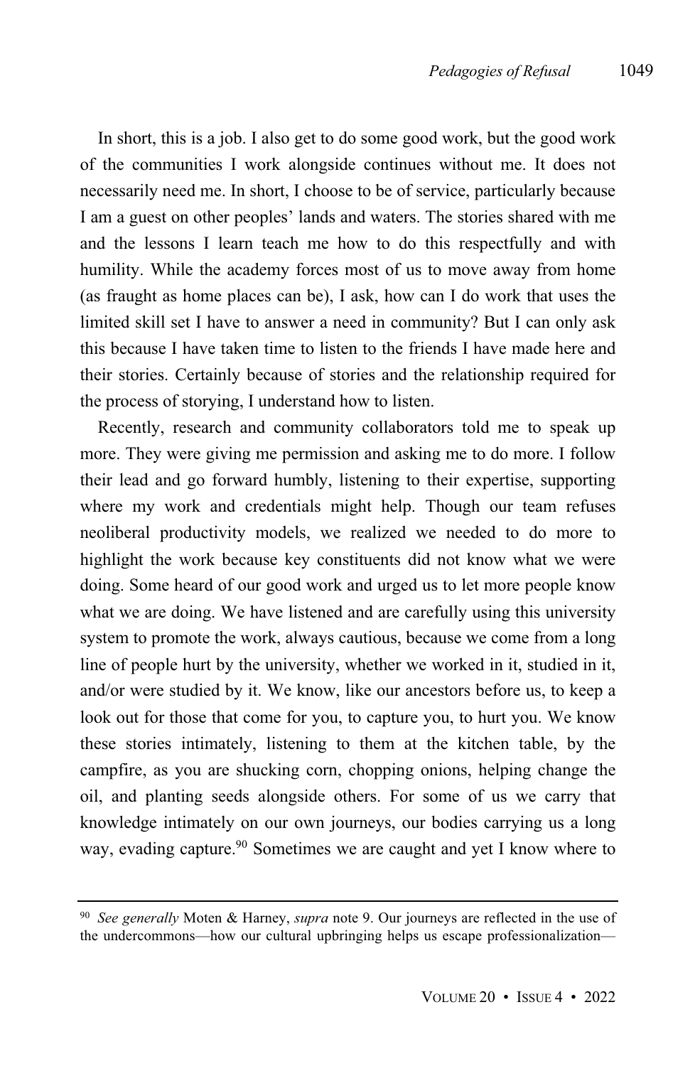In short, this is a job. I also get to do some good work, but the good work of the communities I work alongside continues without me. It does not necessarily need me. In short, I choose to be of service, particularly because I am a guest on other peoples' lands and waters. The stories shared with me and the lessons I learn teach me how to do this respectfully and with humility. While the academy forces most of us to move away from home (as fraught as home places can be), I ask, how can I do work that uses the limited skill set I have to answer a need in community? But I can only ask this because I have taken time to listen to the friends I have made here and their stories. Certainly because of stories and the relationship required for the process of storying, I understand how to listen.

Recently, research and community collaborators told me to speak up more. They were giving me permission and asking me to do more. I follow their lead and go forward humbly, listening to their expertise, supporting where my work and credentials might help. Though our team refuses neoliberal productivity models, we realized we needed to do more to highlight the work because key constituents did not know what we were doing. Some heard of our good work and urged us to let more people know what we are doing. We have listened and are carefully using this university system to promote the work, always cautious, because we come from a long line of people hurt by the university, whether we worked in it, studied in it, and/or were studied by it. We know, like our ancestors before us, to keep a look out for those that come for you, to capture you, to hurt you. We know these stories intimately, listening to them at the kitchen table, by the campfire, as you are shucking corn, chopping onions, helping change the oil, and planting seeds alongside others. For some of us we carry that knowledge intimately on our own journeys, our bodies carrying us a long way, evading capture.[90] Sometimes we are caught and yet I know where to

---

[90] *See generally* Moten & Harney, *supra* note 9. Our journeys are reflected in the use of the undercommons—how our cultural upbringing helps us escape professionalization—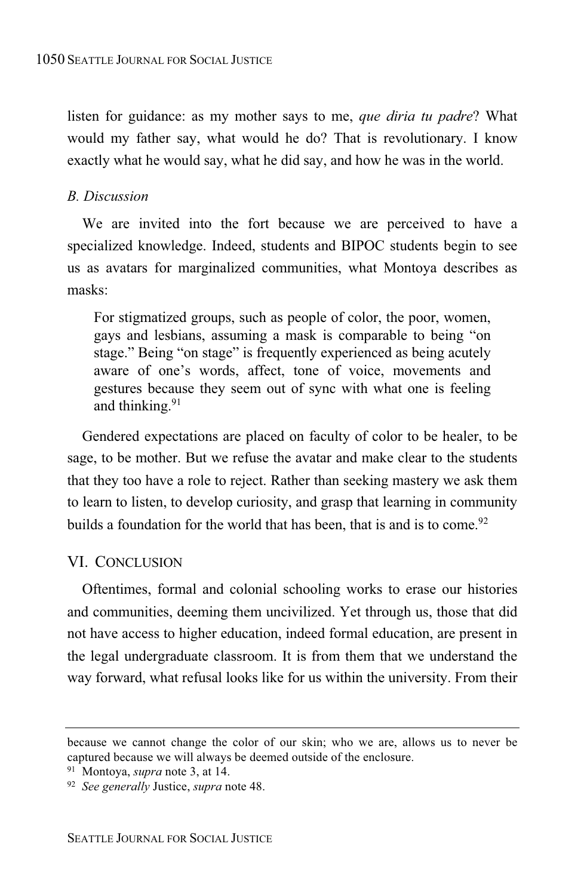listen for guidance: as my mother says to me, *que diria tu padre*? What would my father say, what would he do? That is revolutionary. I know exactly what he would say, what he did say, and how he was in the world.

### *B. Discussion*

We are invited into the fort because we are perceived to have a specialized knowledge. Indeed, students and BIPOC students begin to see us as avatars for marginalized communities, what Montoya describes as masks:

> For stigmatized groups, such as people of color, the poor, women, gays and lesbians, assuming a mask is comparable to being "on stage." Being "on stage" is frequently experienced as being acutely aware of one's words, affect, tone of voice, movements and gestures because they seem out of sync with what one is feeling and thinking.[91]

Gendered expectations are placed on faculty of color to be healer, to be sage, to be mother. But we refuse the avatar and make clear to the students that they too have a role to reject. Rather than seeking mastery we ask them to learn to listen, to develop curiosity, and grasp that learning in community builds a foundation for the world that has been, that is and is to come.[92]

## VI. CONCLUSION

Oftentimes, formal and colonial schooling works to erase our histories and communities, deeming them uncivilized. Yet through us, those that did not have access to higher education, indeed formal education, are present in the legal undergraduate classroom. It is from them that we understand the way forward, what refusal looks like for us within the university. From their

---

because we cannot change the color of our skin; who we are, allows us to never be captured because we will always be deemed outside of the enclosure.

[91] Montoya, *supra* note 3, at 14.

[92] *See generally* Justice, *supra* note 48.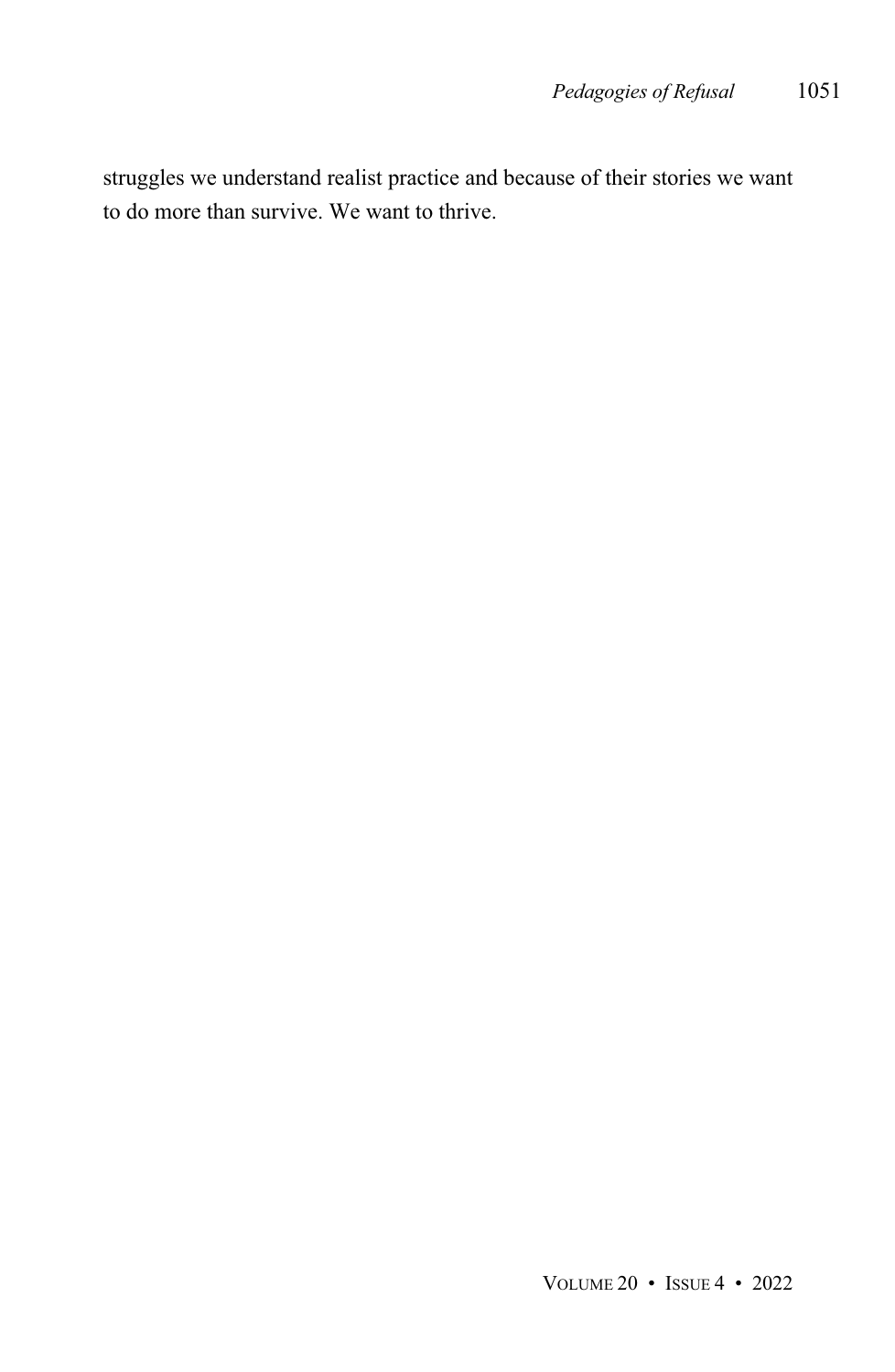struggles we understand realist practice and because of their stories we want to do more than survive. We want to thrive.